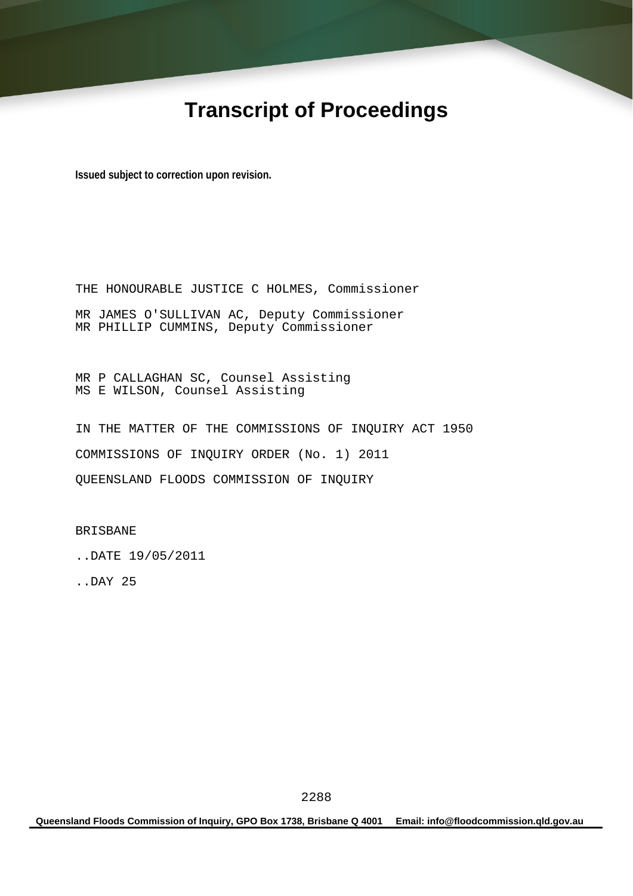# Transcript of Proceedings

**Issued subject to correction upon revision.**

THE HONOURABLE JUSTICE C HOLMES, Commissioner

MR JAMES O'SULLIVAN AC, Deputy Commissioner
MR PHILLIP CUMMINS, Deputy Commissioner

MR P CALLAGHAN SC, Counsel Assisting
MS E WILSON, Counsel Assisting

IN THE MATTER OF THE COMMISSIONS OF INQUIRY ACT 1950

COMMISSIONS OF INQUIRY ORDER (No. 1) 2011

QUEENSLAND FLOODS COMMISSION OF INQUIRY

BRISBANE

..DATE 19/05/2011

..DAY 25

Queensland Floods Commission of Inquiry, GPO Box 1738, Brisbane Q 4001 Email: info@floodcommission.qld.gov.au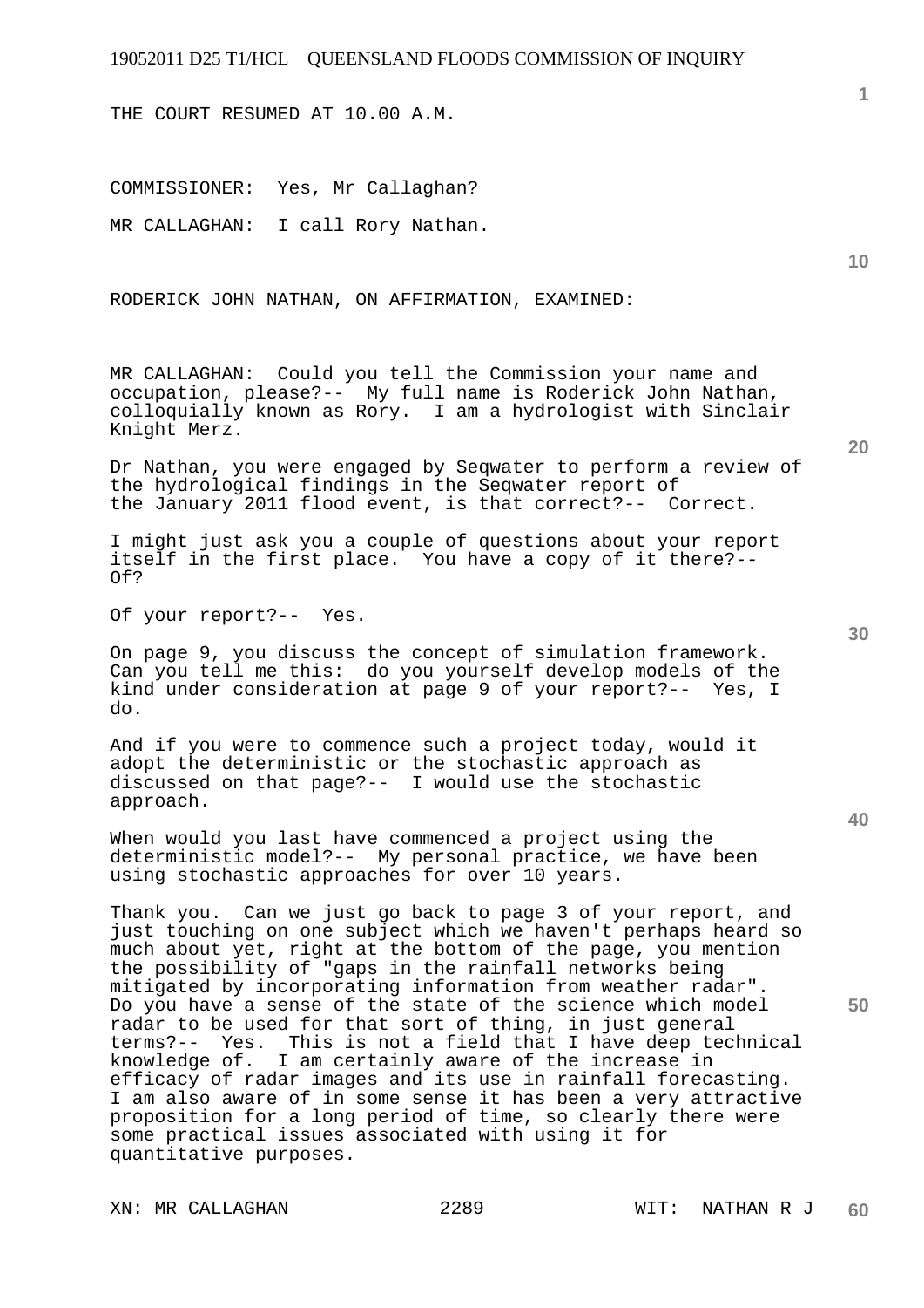THE COURT RESUMED AT 10.00 A.M.

COMMISSIONER: Yes, Mr Callaghan?

MR CALLAGHAN: I call Rory Nathan.

RODERICK JOHN NATHAN, ON AFFIRMATION, EXAMINED:

MR CALLAGHAN: Could you tell the Commission your name and occupation, please?-- My full name is Roderick John Nathan, colloquially known as Rory. I am a hydrologist with Sinclair Knight Merz.

Dr Nathan, you were engaged by Seqwater to perform a review of the hydrological findings in the Seqwater report of the January 2011 flood event, is that correct?-- Correct.

I might just ask you a couple of questions about your report itself in the first place. You have a copy of it there?-- Of?

Of your report?-- Yes.

On page 9, you discuss the concept of simulation framework. Can you tell me this: do you yourself develop models of the kind under consideration at page 9 of your report?-- Yes, I do.

And if you were to commence such a project today, would it adopt the deterministic or the stochastic approach as discussed on that page?-- I would use the stochastic approach.

When would you last have commenced a project using the deterministic model?-- My personal practice, we have been using stochastic approaches for over 10 years.

Thank you. Can we just go back to page 3 of your report, and just touching on one subject which we haven't perhaps heard so much about yet, right at the bottom of the page, you mention the possibility of "gaps in the rainfall networks being mitigated by incorporating information from weather radar". Do you have a sense of the state of the science which model radar to be used for that sort of thing, in just general terms?-- Yes. This is not a field that I have deep technical knowledge of. I am certainly aware of the increase in efficacy of radar images and its use in rainfall forecasting. I am also aware of in some sense it has been a very attractive proposition for a long period of time, so clearly there were some practical issues associated with using it for quantitative purposes.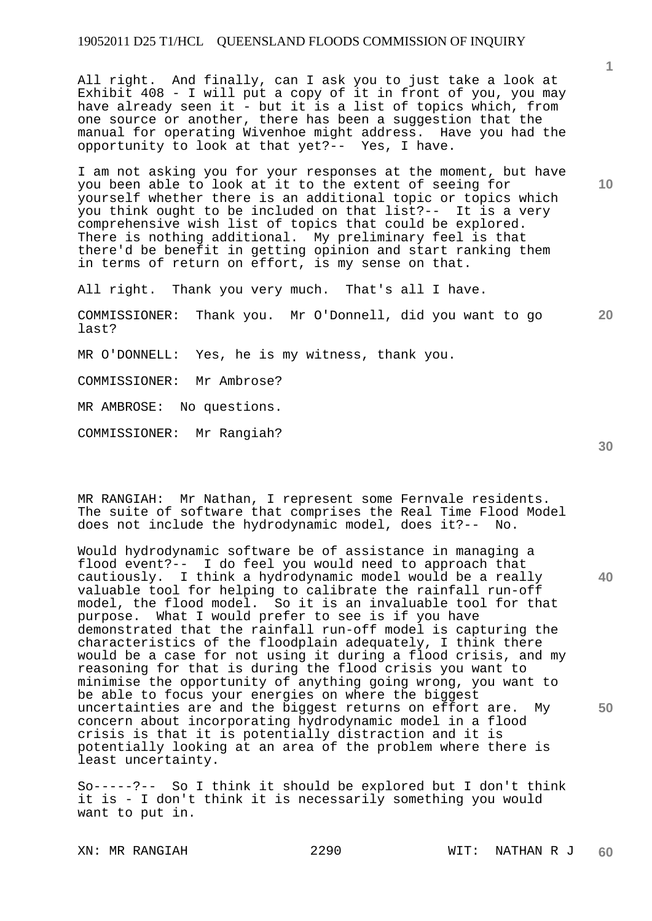All right. And finally, can I ask you to just take a look at Exhibit 408 - I will put a copy of it in front of you, you may have already seen it - but it is a list of topics which, from one source or another, there has been a suggestion that the manual for operating Wivenhoe might address. Have you had the opportunity to look at that yet?-- Yes, I have.

I am not asking you for your responses at the moment, but have you been able to look at it to the extent of seeing for yourself whether there is an additional topic or topics which you think ought to be included on that list?-- It is a very comprehensive wish list of topics that could be explored. There is nothing additional. My preliminary feel is that there'd be benefit in getting opinion and start ranking them in terms of return on effort, is my sense on that.

All right. Thank you very much. That's all I have.

COMMISSIONER: Thank you. Mr O'Donnell, did you want to go last?

MR O'DONNELL: Yes, he is my witness, thank you.

COMMISSIONER: Mr Ambrose?

MR AMBROSE: No questions.

COMMISSIONER: Mr Rangiah?

MR RANGIAH: Mr Nathan, I represent some Fernvale residents. The suite of software that comprises the Real Time Flood Model does not include the hydrodynamic model, does it?-- No.

Would hydrodynamic software be of assistance in managing a flood event?-- I do feel you would need to approach that cautiously. I think a hydrodynamic model would be a really valuable tool for helping to calibrate the rainfall run-off model, the flood model. So it is an invaluable tool for that purpose. What I would prefer to see is if you have demonstrated that the rainfall run-off model is capturing the characteristics of the floodplain adequately, I think there would be a case for not using it during a flood crisis, and my reasoning for that is during the flood crisis you want to minimise the opportunity of anything going wrong, you want to be able to focus your energies on where the biggest uncertainties are and the biggest returns on effort are. My concern about incorporating hydrodynamic model in a flood crisis is that it is potentially distraction and it is potentially looking at an area of the problem where there is least uncertainty.

So-----?-- So I think it should be explored but I don't think it is - I don't think it is necessarily something you would want to put in.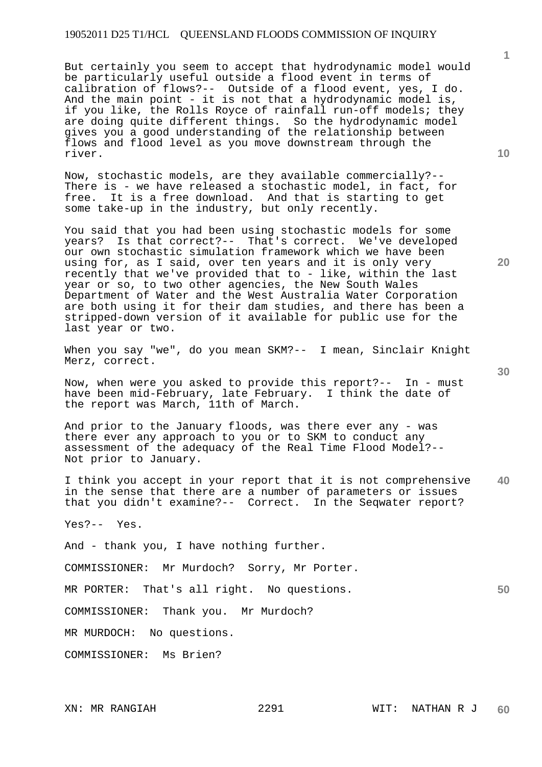But certainly you seem to accept that hydrodynamic model would be particularly useful outside a flood event in terms of calibration of flows?-- Outside of a flood event, yes, I do. And the main point - it is not that a hydrodynamic model is, if you like, the Rolls Royce of rainfall run-off models; they are doing quite different things. So the hydrodynamic model gives you a good understanding of the relationship between flows and flood level as you move downstream through the river.

Now, stochastic models, are they available commercially?-- There is - we have released a stochastic model, in fact, for free. It is a free download. And that is starting to get some take-up in the industry, but only recently.

You said that you had been using stochastic models for some years? Is that correct?-- That's correct. We've developed our own stochastic simulation framework which we have been using for, as I said, over ten years and it is only very recently that we've provided that to - like, within the last year or so, to two other agencies, the New South Wales Department of Water and the West Australia Water Corporation are both using it for their dam studies, and there has been a stripped-down version of it available for public use for the last year or two.

When you say "we", do you mean SKM?-- I mean, Sinclair Knight Merz, correct.

Now, when were you asked to provide this report?-- In - must have been mid-February, late February. I think the date of the report was March, 11th of March.

And prior to the January floods, was there ever any - was there ever any approach to you or to SKM to conduct any assessment of the adequacy of the Real Time Flood Model?-- Not prior to January.

I think you accept in your report that it is not comprehensive in the sense that there are a number of parameters or issues that you didn't examine?-- Correct. In the Seqwater report?

Yes?-- Yes.

And - thank you, I have nothing further.

COMMISSIONER: Mr Murdoch? Sorry, Mr Porter.

MR PORTER: That's all right. No questions.

COMMISSIONER: Thank you. Mr Murdoch?

MR MURDOCH: No questions.

COMMISSIONER: Ms Brien?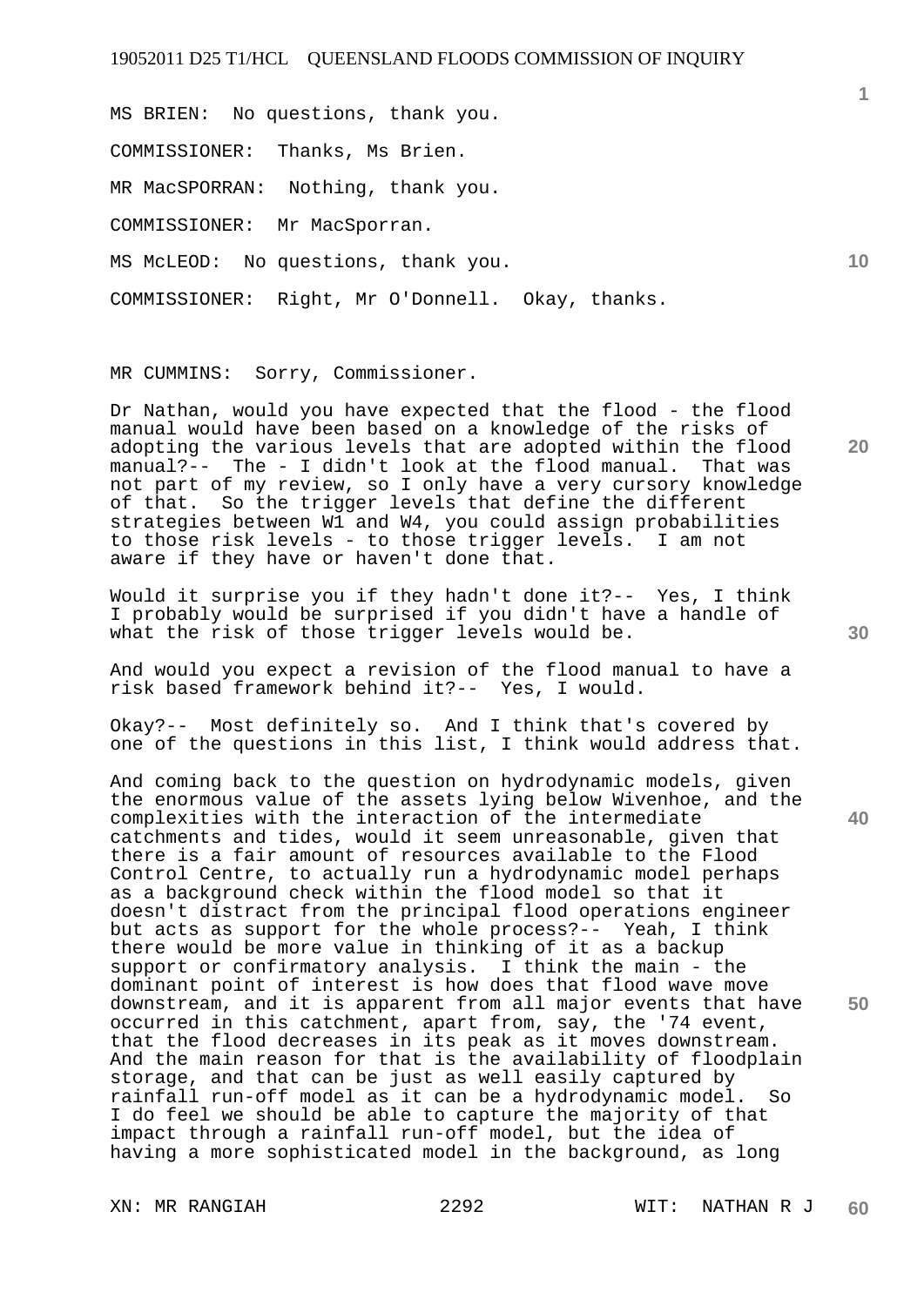MS BRIEN: No questions, thank you.

COMMISSIONER: Thanks, Ms Brien.

MR MacSPORRAN: Nothing, thank you.

COMMISSIONER: Mr MacSporran.

MS McLEOD: No questions, thank you.

COMMISSIONER: Right, Mr O'Donnell. Okay, thanks.

MR CUMMINS: Sorry, Commissioner.

Dr Nathan, would you have expected that the flood - the flood manual would have been based on a knowledge of the risks of adopting the various levels that are adopted within the flood manual?-- The - I didn't look at the flood manual. That was not part of my review, so I only have a very cursory knowledge of that. So the trigger levels that define the different strategies between W1 and W4, you could assign probabilities to those risk levels - to those trigger levels. I am not aware if they have or haven't done that.

Would it surprise you if they hadn't done it?-- Yes, I think I probably would be surprised if you didn't have a handle of what the risk of those trigger levels would be.

And would you expect a revision of the flood manual to have a risk based framework behind it?-- Yes, I would.

Okay?-- Most definitely so. And I think that's covered by one of the questions in this list, I think would address that.

And coming back to the question on hydrodynamic models, given the enormous value of the assets lying below Wivenhoe, and the complexities with the interaction of the intermediate catchments and tides, would it seem unreasonable, given that there is a fair amount of resources available to the Flood Control Centre, to actually run a hydrodynamic model perhaps as a background check within the flood model so that it doesn't distract from the principal flood operations engineer but acts as support for the whole process?-- Yeah, I think there would be more value in thinking of it as a backup support or confirmatory analysis. I think the main - the dominant point of interest is how does that flood wave move downstream, and it is apparent from all major events that have occurred in this catchment, apart from, say, the '74 event, that the flood decreases in its peak as it moves downstream. And the main reason for that is the availability of floodplain storage, and that can be just as well easily captured by rainfall run-off model as it can be a hydrodynamic model. So I do feel we should be able to capture the majority of that impact through a rainfall run-off model, but the idea of having a more sophisticated model in the background, as long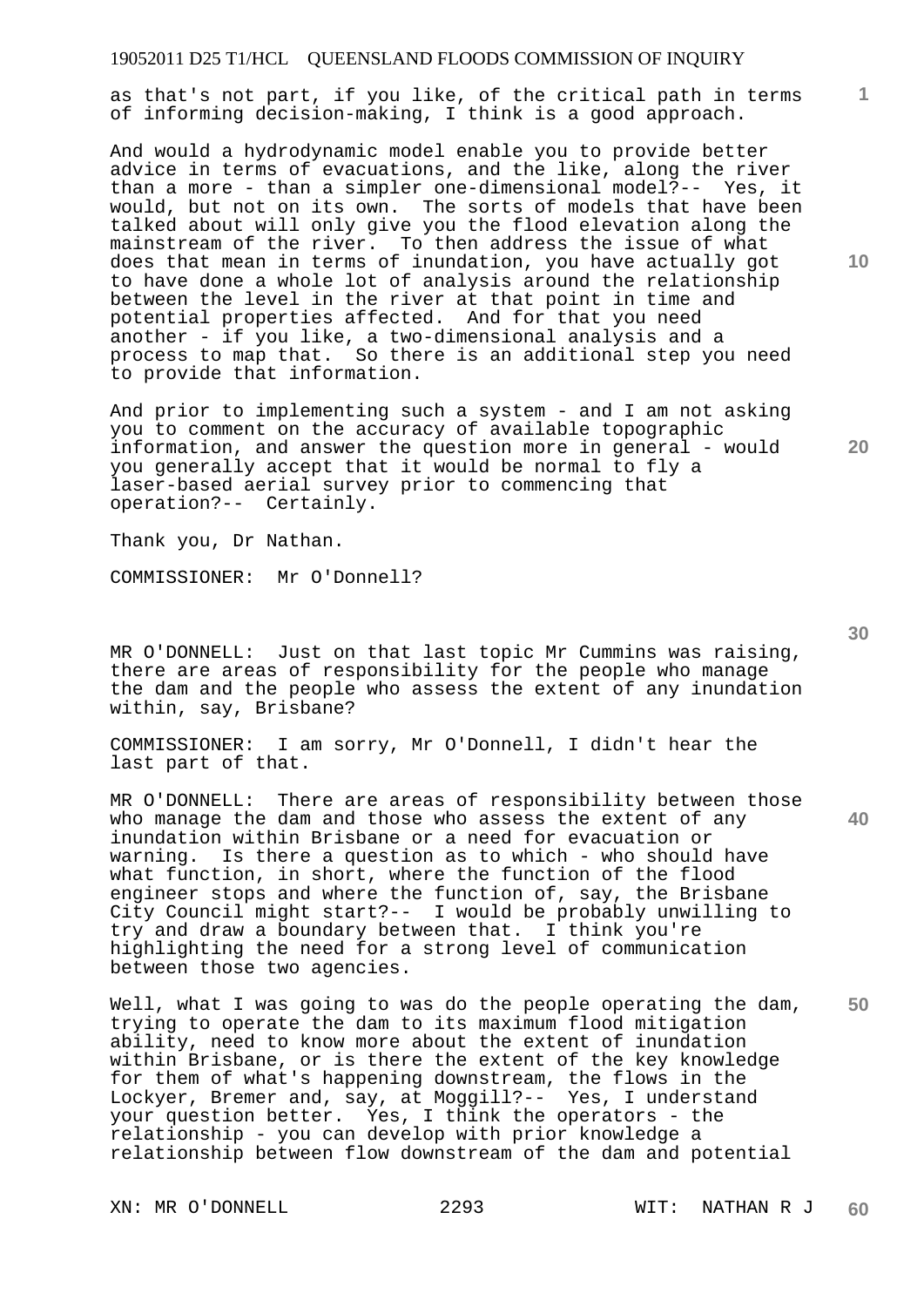as that's not part, if you like, of the critical path in terms of informing decision-making, I think is a good approach.

And would a hydrodynamic model enable you to provide better advice in terms of evacuations, and the like, along the river than a more - than a simpler one-dimensional model?-- Yes, it would, but not on its own. The sorts of models that have been talked about will only give you the flood elevation along the mainstream of the river. To then address the issue of what does that mean in terms of inundation, you have actually got to have done a whole lot of analysis around the relationship between the level in the river at that point in time and potential properties affected. And for that you need another - if you like, a two-dimensional analysis and a process to map that. So there is an additional step you need to provide that information.

And prior to implementing such a system - and I am not asking you to comment on the accuracy of available topographic information, and answer the question more in general - would you generally accept that it would be normal to fly a laser-based aerial survey prior to commencing that operation?-- Certainly.

Thank you, Dr Nathan.

COMMISSIONER: Mr O'Donnell?

MR O'DONNELL: Just on that last topic Mr Cummins was raising, there are areas of responsibility for the people who manage the dam and the people who assess the extent of any inundation within, say, Brisbane?

COMMISSIONER: I am sorry, Mr O'Donnell, I didn't hear the last part of that.

MR O'DONNELL: There are areas of responsibility between those who manage the dam and those who assess the extent of any inundation within Brisbane or a need for evacuation or warning. Is there a question as to which - who should have what function, in short, where the function of the flood engineer stops and where the function of, say, the Brisbane City Council might start?-- I would be probably unwilling to try and draw a boundary between that. I think you're highlighting the need for a strong level of communication between those two agencies.

Well, what I was going to was do the people operating the dam, trying to operate the dam to its maximum flood mitigation ability, need to know more about the extent of inundation within Brisbane, or is there the extent of the key knowledge for them of what's happening downstream, the flows in the Lockyer, Bremer and, say, at Moggill?-- Yes, I understand your question better. Yes, I think the operators - the relationship - you can develop with prior knowledge a relationship between flow downstream of the dam and potential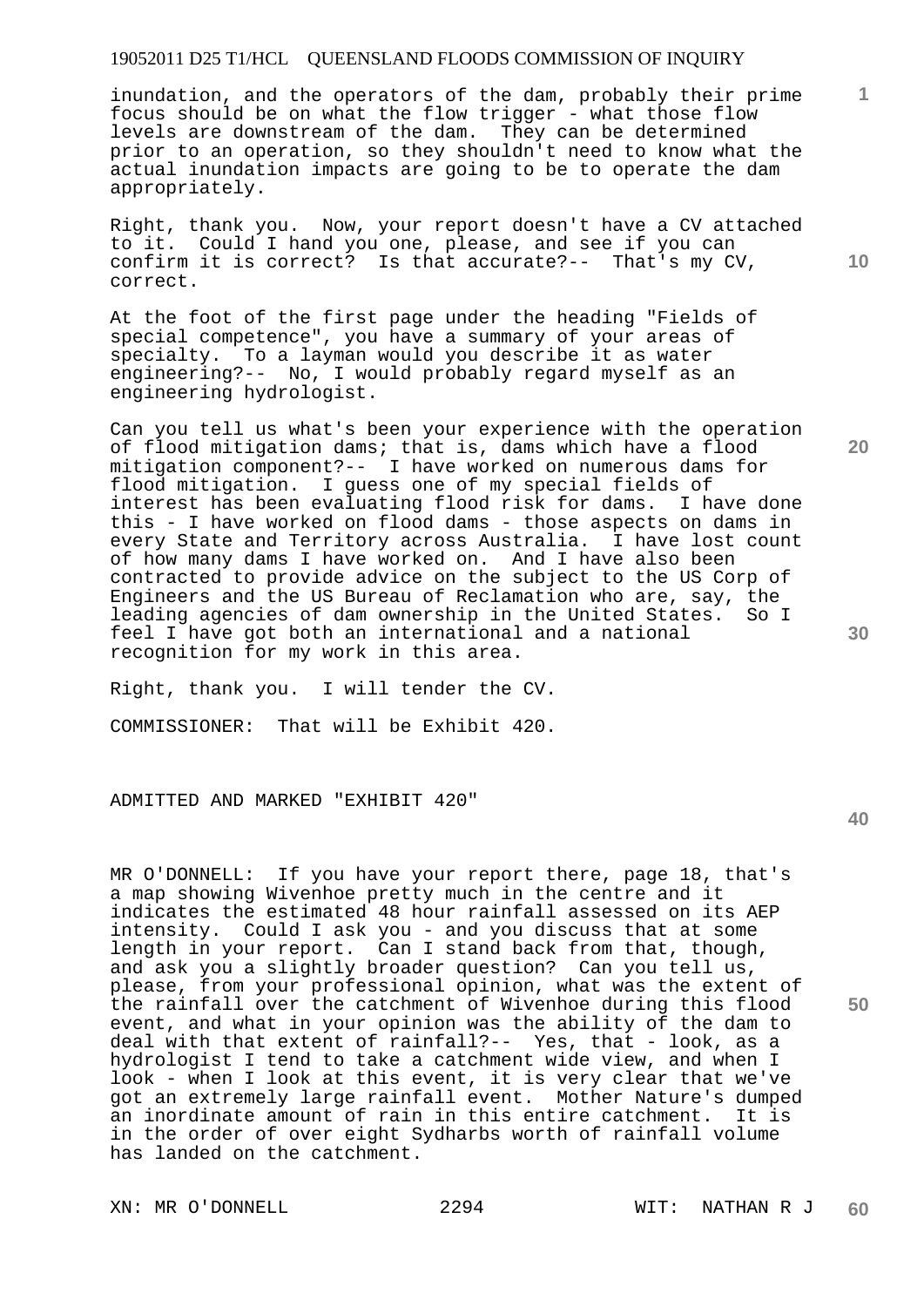inundation, and the operators of the dam, probably their prime focus should be on what the flow trigger - what those flow levels are downstream of the dam. They can be determined prior to an operation, so they shouldn't need to know what the actual inundation impacts are going to be to operate the dam appropriately.

Right, thank you. Now, your report doesn't have a CV attached to it. Could I hand you one, please, and see if you can confirm it is correct? Is that accurate?-- That's my CV, correct.

At the foot of the first page under the heading "Fields of special competence", you have a summary of your areas of specialty. To a layman would you describe it as water engineering?-- No, I would probably regard myself as an engineering hydrologist.

Can you tell us what's been your experience with the operation of flood mitigation dams; that is, dams which have a flood mitigation component?-- I have worked on numerous dams for flood mitigation. I guess one of my special fields of interest has been evaluating flood risk for dams. I have done this - I have worked on flood dams - those aspects on dams in every State and Territory across Australia. I have lost count of how many dams I have worked on. And I have also been contracted to provide advice on the subject to the US Corp of Engineers and the US Bureau of Reclamation who are, say, the leading agencies of dam ownership in the United States. So I feel I have got both an international and a national recognition for my work in this area.

Right, thank you. I will tender the CV.

COMMISSIONER: That will be Exhibit 420.

ADMITTED AND MARKED "EXHIBIT 420"

MR O'DONNELL: If you have your report there, page 18, that's a map showing Wivenhoe pretty much in the centre and it indicates the estimated 48 hour rainfall assessed on its AEP intensity. Could I ask you - and you discuss that at some length in your report. Can I stand back from that, though, and ask you a slightly broader question? Can you tell us, please, from your professional opinion, what was the extent of the rainfall over the catchment of Wivenhoe during this flood event, and what in your opinion was the ability of the dam to deal with that extent of rainfall?-- Yes, that - look, as a hydrologist I tend to take a catchment wide view, and when I look - when I look at this event, it is very clear that we've got an extremely large rainfall event. Mother Nature's dumped an inordinate amount of rain in this entire catchment. It is in the order of over eight Sydharbs worth of rainfall volume has landed on the catchment.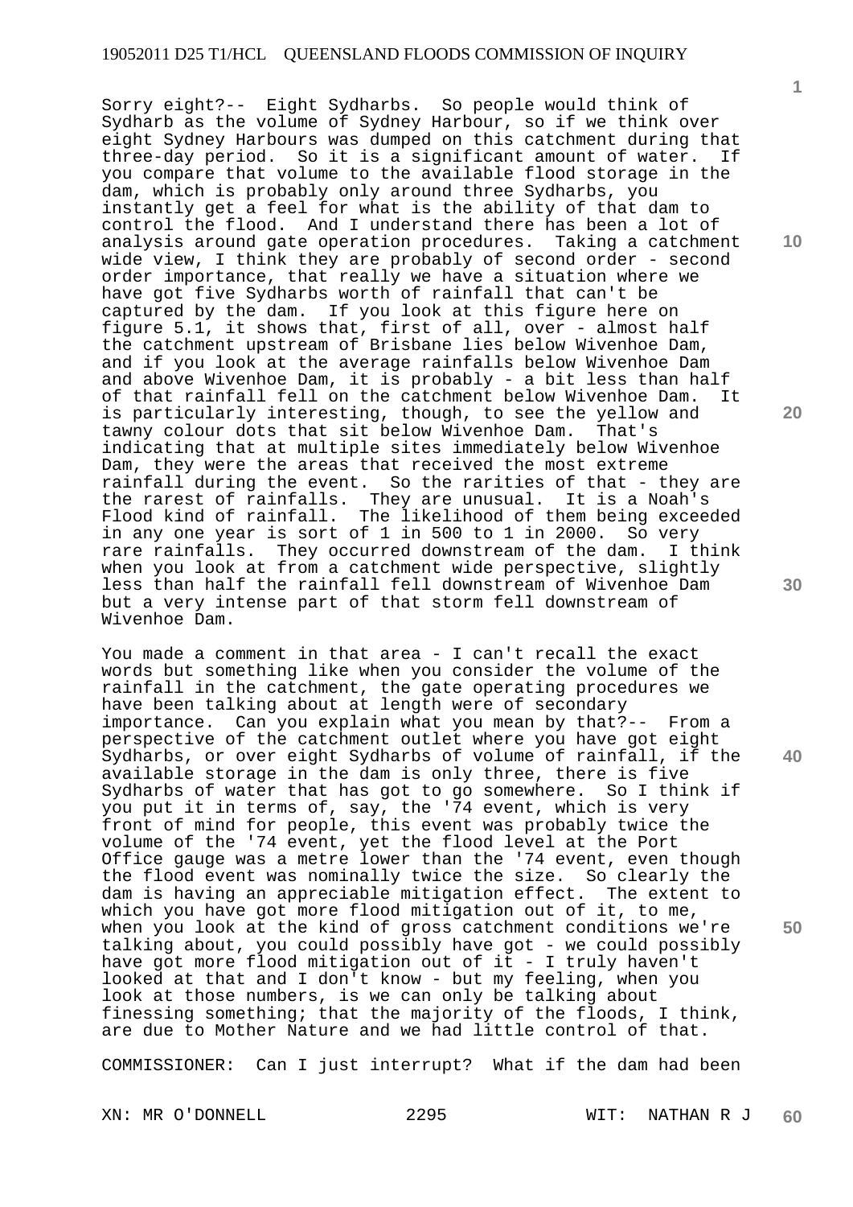Sorry eight?-- Eight Sydharbs. So people would think of Sydharb as the volume of Sydney Harbour, so if we think over eight Sydney Harbours was dumped on this catchment during that three-day period. So it is a significant amount of water. If you compare that volume to the available flood storage in the dam, which is probably only around three Sydharbs, you instantly get a feel for what is the ability of that dam to control the flood. And I understand there has been a lot of analysis around gate operation procedures. Taking a catchment wide view, I think they are probably of second order - second order importance, that really we have a situation where we have got five Sydharbs worth of rainfall that can't be captured by the dam. If you look at this figure here on figure 5.1, it shows that, first of all, over - almost half the catchment upstream of Brisbane lies below Wivenhoe Dam, and if you look at the average rainfalls below Wivenhoe Dam and above Wivenhoe Dam, it is probably - a bit less than half of that rainfall fell on the catchment below Wivenhoe Dam. It is particularly interesting, though, to see the yellow and tawny colour dots that sit below Wivenhoe Dam. That's indicating that at multiple sites immediately below Wivenhoe Dam, they were the areas that received the most extreme rainfall during the event. So the rarities of that - they are the rarest of rainfalls. They are unusual. It is a Noah's Flood kind of rainfall. The likelihood of them being exceeded in any one year is sort of 1 in 500 to 1 in 2000. So very rare rainfalls. They occurred downstream of the dam. I think when you look at from a catchment wide perspective, slightly less than half the rainfall fell downstream of Wivenhoe Dam but a very intense part of that storm fell downstream of Wivenhoe Dam.

You made a comment in that area - I can't recall the exact words but something like when you consider the volume of the rainfall in the catchment, the gate operating procedures we have been talking about at length were of secondary importance. Can you explain what you mean by that?-- From a perspective of the catchment outlet where you have got eight Sydharbs, or over eight Sydharbs of volume of rainfall, if the available storage in the dam is only three, there is five Sydharbs of water that has got to go somewhere. So I think if you put it in terms of, say, the '74 event, which is very front of mind for people, this event was probably twice the volume of the '74 event, yet the flood level at the Port Office gauge was a metre lower than the '74 event, even though the flood event was nominally twice the size. So clearly the dam is having an appreciable mitigation effect. The extent to which you have got more flood mitigation out of it, to me, when you look at the kind of gross catchment conditions we're talking about, you could possibly have got - we could possibly have got more flood mitigation out of it - I truly haven't looked at that and I don't know - but my feeling, when you look at those numbers, is we can only be talking about finessing something; that the majority of the floods, I think, are due to Mother Nature and we had little control of that.

COMMISSIONER: Can I just interrupt? What if the dam had been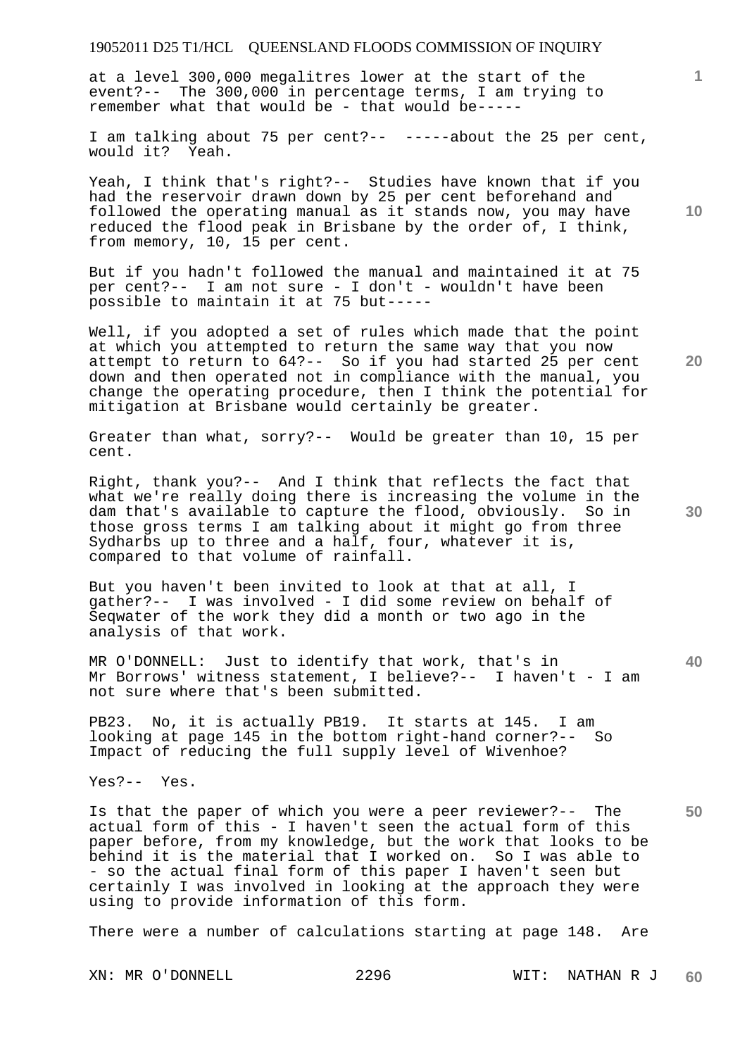at a level 300,000 megalitres lower at the start of the event?-- The 300,000 in percentage terms, I am trying to remember what that would be - that would be-----

I am talking about 75 per cent?-- -----about the 25 per cent, would it? Yeah.

Yeah, I think that's right?-- Studies have known that if you had the reservoir drawn down by 25 per cent beforehand and followed the operating manual as it stands now, you may have reduced the flood peak in Brisbane by the order of, I think, from memory, 10, 15 per cent.

But if you hadn't followed the manual and maintained it at 75 per cent?-- I am not sure - I don't - wouldn't have been possible to maintain it at 75 but-----

Well, if you adopted a set of rules which made that the point at which you attempted to return the same way that you now attempt to return to 64?-- So if you had started 25 per cent down and then operated not in compliance with the manual, you change the operating procedure, then I think the potential for mitigation at Brisbane would certainly be greater.

Greater than what, sorry?-- Would be greater than 10, 15 per cent.

Right, thank you?-- And I think that reflects the fact that what we're really doing there is increasing the volume in the dam that's available to capture the flood, obviously. So in those gross terms I am talking about it might go from three Sydharbs up to three and a half, four, whatever it is, compared to that volume of rainfall.

But you haven't been invited to look at that at all, I gather?-- I was involved - I did some review on behalf of Seqwater of the work they did a month or two ago in the analysis of that work.

MR O'DONNELL: Just to identify that work, that's in Mr Borrows' witness statement, I believe?-- I haven't - I am not sure where that's been submitted.

PB23. No, it is actually PB19. It starts at 145. I am looking at page 145 in the bottom right-hand corner?-- So Impact of reducing the full supply level of Wivenhoe?

Yes?-- Yes.

Is that the paper of which you were a peer reviewer?-- The actual form of this - I haven't seen the actual form of this paper before, from my knowledge, but the work that looks to be behind it is the material that I worked on. So I was able to - so the actual final form of this paper I haven't seen but certainly I was involved in looking at the approach they were using to provide information of this form.

There were a number of calculations starting at page 148. Are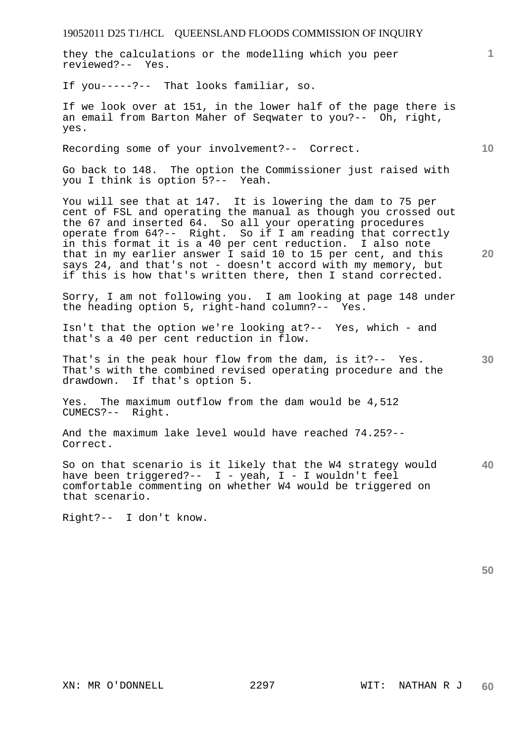they the calculations or the modelling which you peer reviewed?-- Yes.

If you-----?-- That looks familiar, so.

If we look over at 151, in the lower half of the page there is an email from Barton Maher of Seqwater to you?-- Oh, right, yes.

Recording some of your involvement?-- Correct.

Go back to 148. The option the Commissioner just raised with you I think is option 5?-- Yeah.

You will see that at 147. It is lowering the dam to 75 per cent of FSL and operating the manual as though you crossed out the 67 and inserted 64. So all your operating procedures operate from 64?-- Right. So if I am reading that correctly in this format it is a 40 per cent reduction. I also note that in my earlier answer I said 10 to 15 per cent, and this says 24, and that's not - doesn't accord with my memory, but if this is how that's written there, then I stand corrected.

Sorry, I am not following you. I am looking at page 148 under the heading option 5, right-hand column?-- Yes.

Isn't that the option we're looking at?-- Yes, which - and that's a 40 per cent reduction in flow.

That's in the peak hour flow from the dam, is it?-- Yes. That's with the combined revised operating procedure and the drawdown. If that's option 5.

Yes. The maximum outflow from the dam would be 4,512 CUMECS?-- Right.

And the maximum lake level would have reached 74.25?-- Correct.

So on that scenario is it likely that the W4 strategy would have been triggered?-- I - yeah, I - I wouldn't feel comfortable commenting on whether W4 would be triggered on that scenario.

Right?-- I don't know.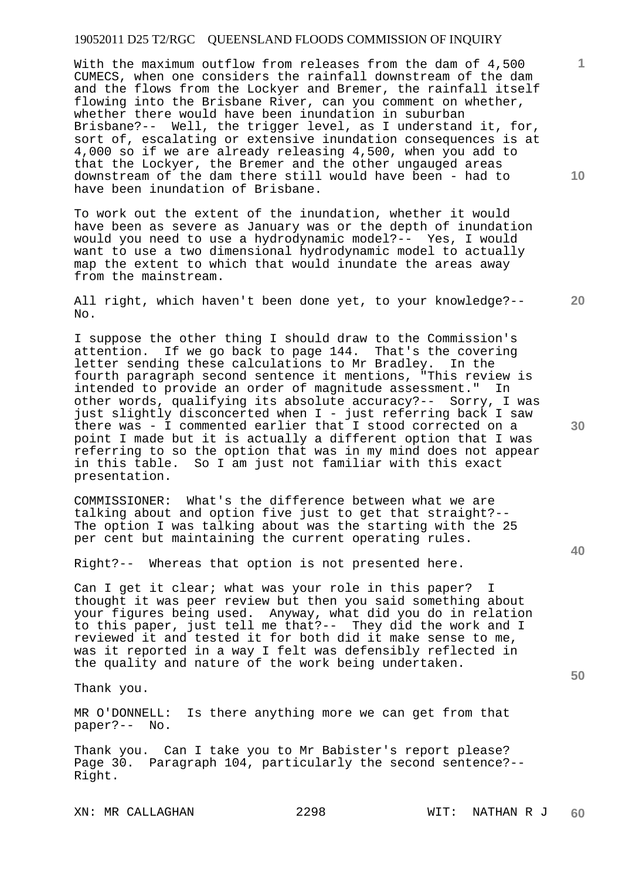With the maximum outflow from releases from the dam of 4,500 CUMECS, when one considers the rainfall downstream of the dam and the flows from the Lockyer and Bremer, the rainfall itself flowing into the Brisbane River, can you comment on whether, whether there would have been inundation in suburban Brisbane?-- Well, the trigger level, as I understand it, for, sort of, escalating or extensive inundation consequences is at 4,000 so if we are already releasing 4,500, when you add to that the Lockyer, the Bremer and the other ungauged areas downstream of the dam there still would have been - had to have been inundation of Brisbane.

To work out the extent of the inundation, whether it would have been as severe as January was or the depth of inundation would you need to use a hydrodynamic model?-- Yes, I would want to use a two dimensional hydrodynamic model to actually map the extent to which that would inundate the areas away from the mainstream.

All right, which haven't been done yet, to your knowledge?-- No.

I suppose the other thing I should draw to the Commission's attention. If we go back to page 144. That's the covering letter sending these calculations to Mr Bradley. In the fourth paragraph second sentence it mentions, "This review is intended to provide an order of magnitude assessment." In other words, qualifying its absolute accuracy?-- Sorry, I was just slightly disconcerted when I - just referring back I saw there was - I commented earlier that I stood corrected on a point I made but it is actually a different option that I was referring to so the option that was in my mind does not appear in this table. So I am just not familiar with this exact presentation.

COMMISSIONER: What's the difference between what we are talking about and option five just to get that straight?-- The option I was talking about was the starting with the 25 per cent but maintaining the current operating rules.

Right?-- Whereas that option is not presented here.

Can I get it clear; what was your role in this paper? I thought it was peer review but then you said something about your figures being used. Anyway, what did you do in relation to this paper, just tell me that?-- They did the work and I reviewed it and tested it for both did it make sense to me, was it reported in a way I felt was defensibly reflected in the quality and nature of the work being undertaken.

Thank you.

MR O'DONNELL: Is there anything more we can get from that paper?-- No.

Thank you. Can I take you to Mr Babister's report please? Page 30. Paragraph 104, particularly the second sentence?-- Right.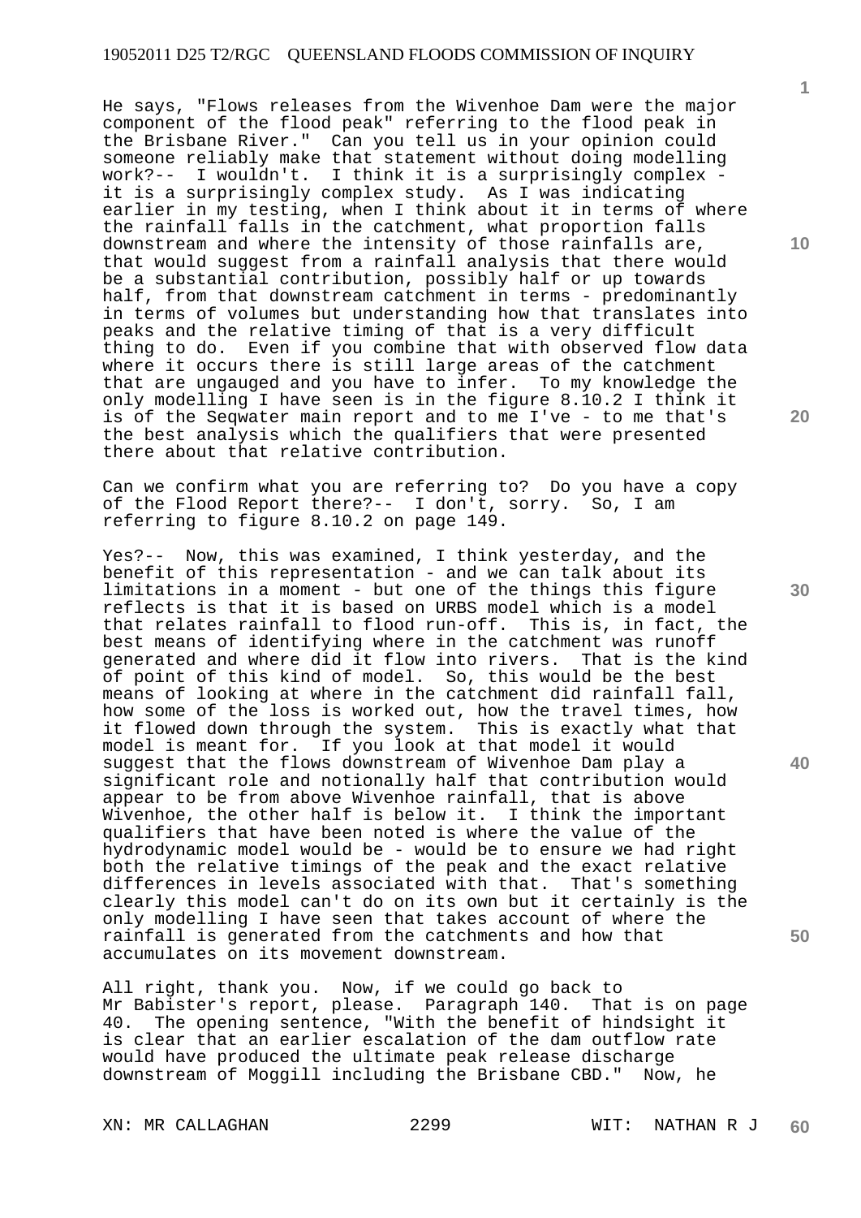He says, "Flows releases from the Wivenhoe Dam were the major component of the flood peak" referring to the flood peak in the Brisbane River." Can you tell us in your opinion could someone reliably make that statement without doing modelling work?-- I wouldn't. I think it is a surprisingly complex - it is a surprisingly complex study. As I was indicating earlier in my testing, when I think about it in terms of where the rainfall falls in the catchment, what proportion falls downstream and where the intensity of those rainfalls are, that would suggest from a rainfall analysis that there would be a substantial contribution, possibly half or up towards half, from that downstream catchment in terms - predominantly in terms of volumes but understanding how that translates into peaks and the relative timing of that is a very difficult thing to do. Even if you combine that with observed flow data where it occurs there is still large areas of the catchment that are ungauged and you have to infer. To my knowledge the only modelling I have seen is in the figure 8.10.2 I think it is of the Seqwater main report and to me I've - to me that's the best analysis which the qualifiers that were presented there about that relative contribution.

Can we confirm what you are referring to? Do you have a copy of the Flood Report there?-- I don't, sorry. So, I am referring to figure 8.10.2 on page 149.

Yes?-- Now, this was examined, I think yesterday, and the benefit of this representation - and we can talk about its limitations in a moment - but one of the things this figure reflects is that it is based on URBS model which is a model that relates rainfall to flood run-off. This is, in fact, the best means of identifying where in the catchment was runoff generated and where did it flow into rivers. That is the kind of point of this kind of model. So, this would be the best means of looking at where in the catchment did rainfall fall, how some of the loss is worked out, how the travel times, how it flowed down through the system. This is exactly what that model is meant for. If you look at that model it would suggest that the flows downstream of Wivenhoe Dam play a significant role and notionally half that contribution would appear to be from above Wivenhoe rainfall, that is above Wivenhoe, the other half is below it. I think the important qualifiers that have been noted is where the value of the hydrodynamic model would be - would be to ensure we had right both the relative timings of the peak and the exact relative differences in levels associated with that. That's something clearly this model can't do on its own but it certainly is the only modelling I have seen that takes account of where the rainfall is generated from the catchments and how that accumulates on its movement downstream.

All right, thank you. Now, if we could go back to Mr Babister's report, please. Paragraph 140. That is on page 40. The opening sentence, "With the benefit of hindsight it is clear that an earlier escalation of the dam outflow rate would have produced the ultimate peak release discharge downstream of Moggill including the Brisbane CBD." Now, he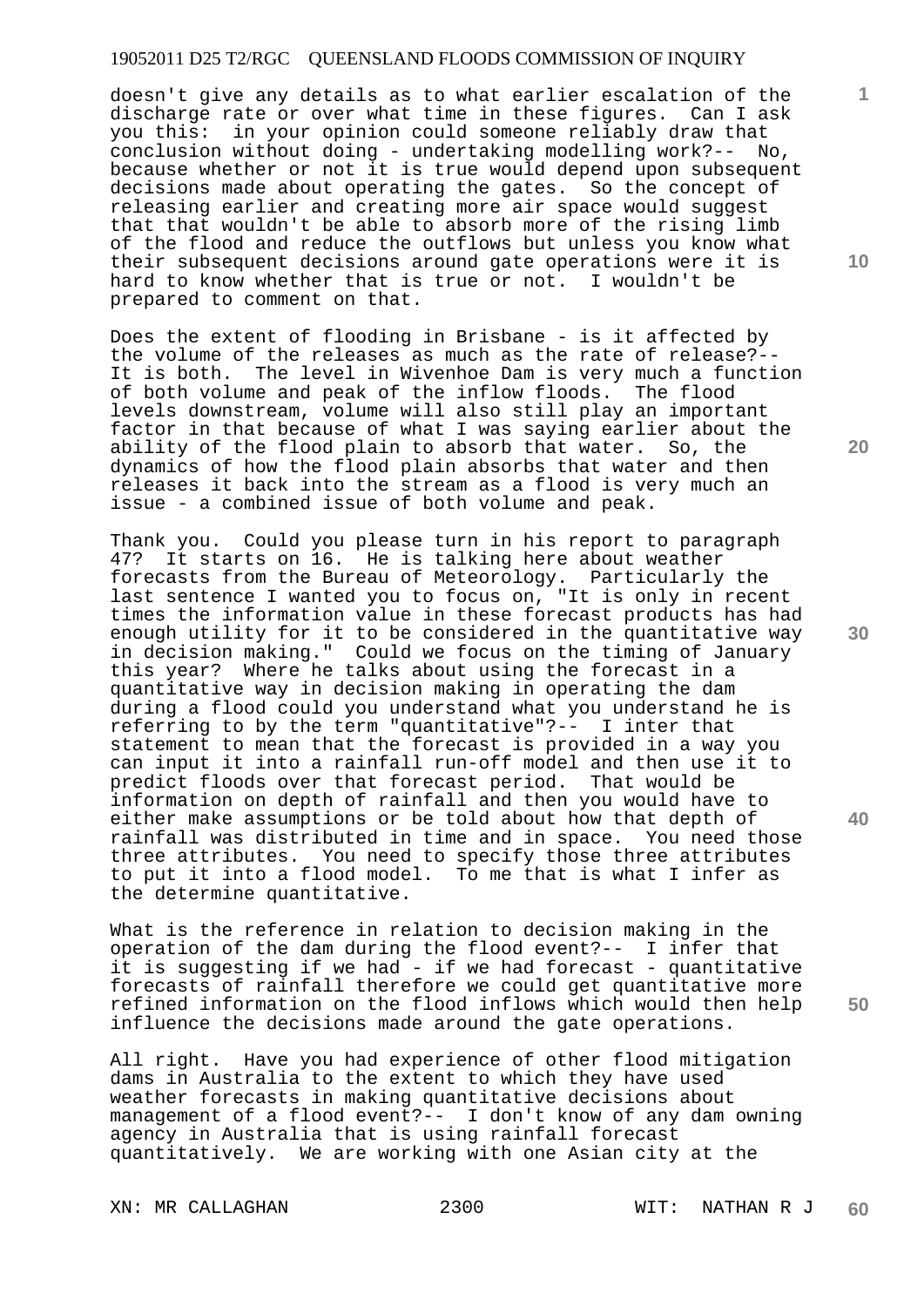doesn't give any details as to what earlier escalation of the discharge rate or over what time in these figures. Can I ask you this: in your opinion could someone reliably draw that conclusion without doing - undertaking modelling work?-- No, because whether or not it is true would depend upon subsequent decisions made about operating the gates. So the concept of releasing earlier and creating more air space would suggest that that wouldn't be able to absorb more of the rising limb of the flood and reduce the outflows but unless you know what their subsequent decisions around gate operations were it is hard to know whether that is true or not. I wouldn't be prepared to comment on that.

Does the extent of flooding in Brisbane - is it affected by the volume of the releases as much as the rate of release?-- It is both. The level in Wivenhoe Dam is very much a function of both volume and peak of the inflow floods. The flood levels downstream, volume will also still play an important factor in that because of what I was saying earlier about the ability of the flood plain to absorb that water. So, the dynamics of how the flood plain absorbs that water and then releases it back into the stream as a flood is very much an issue - a combined issue of both volume and peak.

Thank you. Could you please turn in his report to paragraph 47? It starts on 16. He is talking here about weather forecasts from the Bureau of Meteorology. Particularly the last sentence I wanted you to focus on, "It is only in recent times the information value in these forecast products has had enough utility for it to be considered in the quantitative way in decision making." Could we focus on the timing of January this year? Where he talks about using the forecast in a quantitative way in decision making in operating the dam during a flood could you understand what you understand he is referring to by the term "quantitative"?-- I inter that statement to mean that the forecast is provided in a way you can input it into a rainfall run-off model and then use it to predict floods over that forecast period. That would be information on depth of rainfall and then you would have to either make assumptions or be told about how that depth of rainfall was distributed in time and in space. You need those three attributes. You need to specify those three attributes to put it into a flood model. To me that is what I infer as the determine quantitative.

What is the reference in relation to decision making in the operation of the dam during the flood event?-- I infer that it is suggesting if we had - if we had forecast - quantitative forecasts of rainfall therefore we could get quantitative more refined information on the flood inflows which would then help influence the decisions made around the gate operations.

All right. Have you had experience of other flood mitigation dams in Australia to the extent to which they have used weather forecasts in making quantitative decisions about management of a flood event?-- I don't know of any dam owning agency in Australia that is using rainfall forecast quantitatively. We are working with one Asian city at the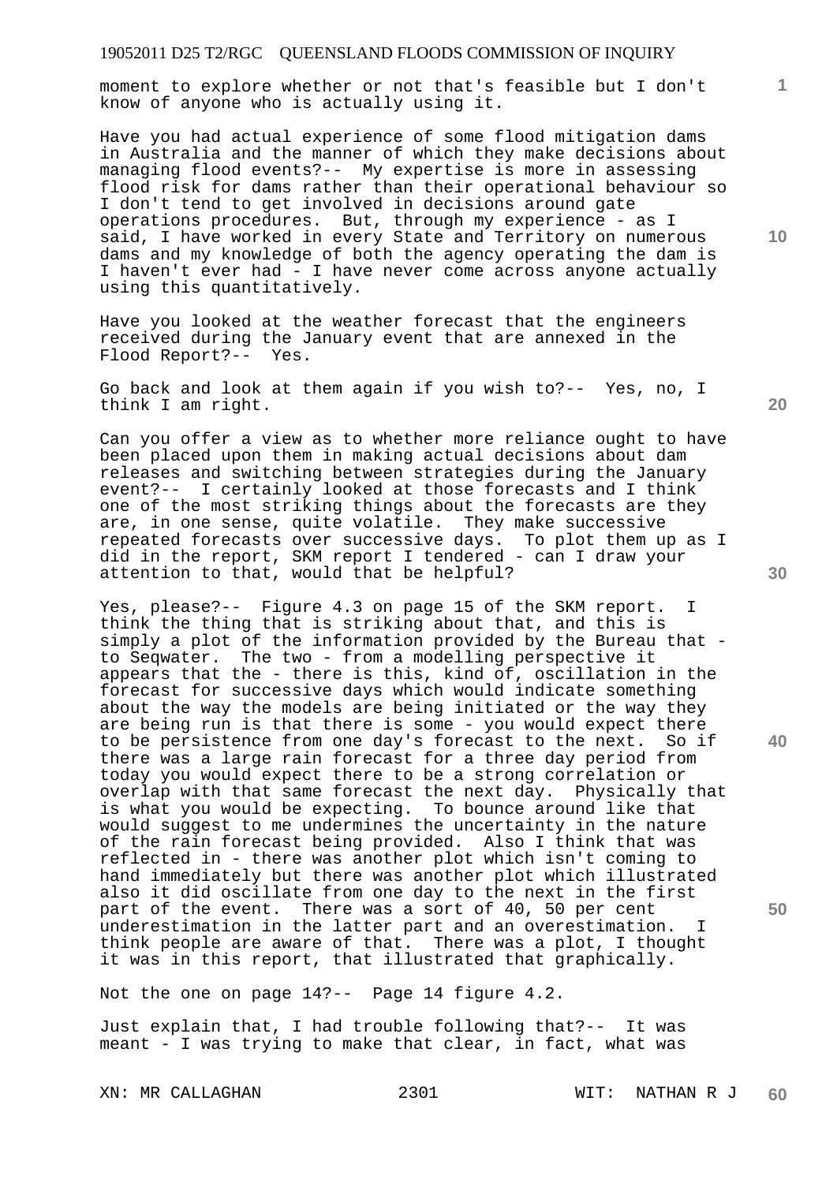moment to explore whether or not that's feasible but I don't know of anyone who is actually using it.

Have you had actual experience of some flood mitigation dams in Australia and the manner of which they make decisions about managing flood events?-- My expertise is more in assessing flood risk for dams rather than their operational behaviour so I don't tend to get involved in decisions around gate operations procedures. But, through my experience - as I said, I have worked in every State and Territory on numerous dams and my knowledge of both the agency operating the dam is I haven't ever had - I have never come across anyone actually using this quantitatively.

Have you looked at the weather forecast that the engineers received during the January event that are annexed in the Flood Report?-- Yes.

Go back and look at them again if you wish to?-- Yes, no, I think I am right.

Can you offer a view as to whether more reliance ought to have been placed upon them in making actual decisions about dam releases and switching between strategies during the January event?-- I certainly looked at those forecasts and I think one of the most striking things about the forecasts are they are, in one sense, quite volatile. They make successive repeated forecasts over successive days. To plot them up as I did in the report, SKM report I tendered - can I draw your attention to that, would that be helpful?

Yes, please?-- Figure 4.3 on page 15 of the SKM report. I think the thing that is striking about that, and this is simply a plot of the information provided by the Bureau that - to Seqwater. The two - from a modelling perspective it appears that the - there is this, kind of, oscillation in the forecast for successive days which would indicate something about the way the models are being initiated or the way they are being run is that there is some - you would expect there to be persistence from one day's forecast to the next. So if there was a large rain forecast for a three day period from today you would expect there to be a strong correlation or overlap with that same forecast the next day. Physically that is what you would be expecting. To bounce around like that would suggest to me undermines the uncertainty in the nature of the rain forecast being provided. Also I think that was reflected in - there was another plot which isn't coming to hand immediately but there was another plot which illustrated also it did oscillate from one day to the next in the first part of the event. There was a sort of 40, 50 per cent underestimation in the latter part and an overestimation. I think people are aware of that. There was a plot, I thought it was in this report, that illustrated that graphically.

Not the one on page 14?-- Page 14 figure 4.2.

Just explain that, I had trouble following that?-- It was meant - I was trying to make that clear, in fact, what was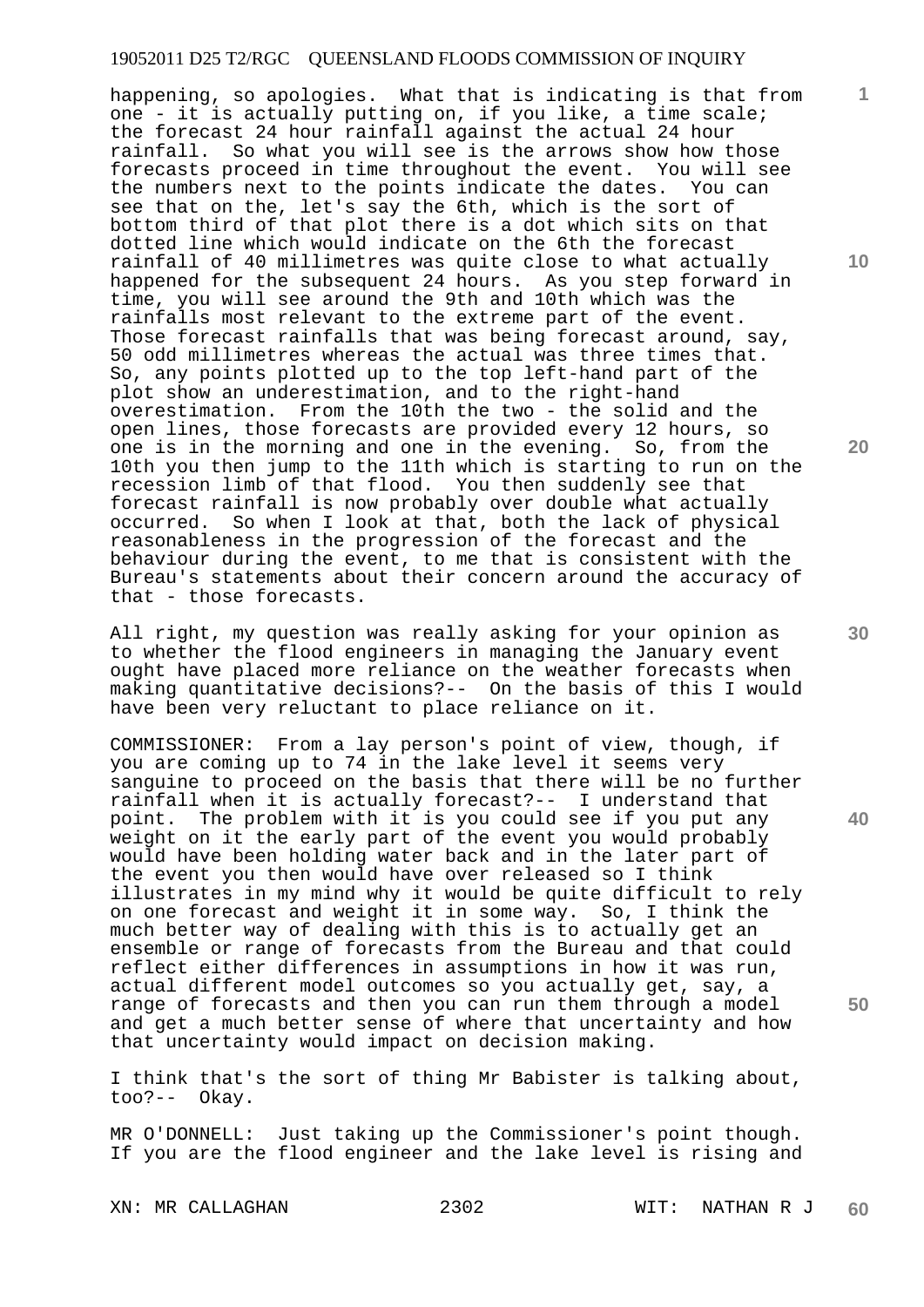happening, so apologies. What that is indicating is that from one - it is actually putting on, if you like, a time scale; the forecast 24 hour rainfall against the actual 24 hour rainfall. So what you will see is the arrows show how those forecasts proceed in time throughout the event. You will see the numbers next to the points indicate the dates. You can see that on the, let's say the 6th, which is the sort of bottom third of that plot there is a dot which sits on that dotted line which would indicate on the 6th the forecast rainfall of 40 millimetres was quite close to what actually happened for the subsequent 24 hours. As you step forward in time, you will see around the 9th and 10th which was the rainfalls most relevant to the extreme part of the event. Those forecast rainfalls that was being forecast around, say, 50 odd millimetres whereas the actual was three times that. So, any points plotted up to the top left-hand part of the plot show an underestimation, and to the right-hand overestimation. From the 10th the two - the solid and the open lines, those forecasts are provided every 12 hours, so one is in the morning and one in the evening. So, from the 10th you then jump to the 11th which is starting to run on the recession limb of that flood. You then suddenly see that forecast rainfall is now probably over double what actually occurred. So when I look at that, both the lack of physical reasonableness in the progression of the forecast and the behaviour during the event, to me that is consistent with the Bureau's statements about their concern around the accuracy of that - those forecasts.

All right, my question was really asking for your opinion as to whether the flood engineers in managing the January event ought have placed more reliance on the weather forecasts when making quantitative decisions?-- On the basis of this I would have been very reluctant to place reliance on it.

COMMISSIONER: From a lay person's point of view, though, if you are coming up to 74 in the lake level it seems very sanguine to proceed on the basis that there will be no further rainfall when it is actually forecast?-- I understand that point. The problem with it is you could see if you put any weight on it the early part of the event you would probably would have been holding water back and in the later part of the event you then would have over released so I think illustrates in my mind why it would be quite difficult to rely on one forecast and weight it in some way. So, I think the much better way of dealing with this is to actually get an ensemble or range of forecasts from the Bureau and that could reflect either differences in assumptions in how it was run, actual different model outcomes so you actually get, say, a range of forecasts and then you can run them through a model and get a much better sense of where that uncertainty and how that uncertainty would impact on decision making.

I think that's the sort of thing Mr Babister is talking about, too?-- Okay.

MR O'DONNELL: Just taking up the Commissioner's point though. If you are the flood engineer and the lake level is rising and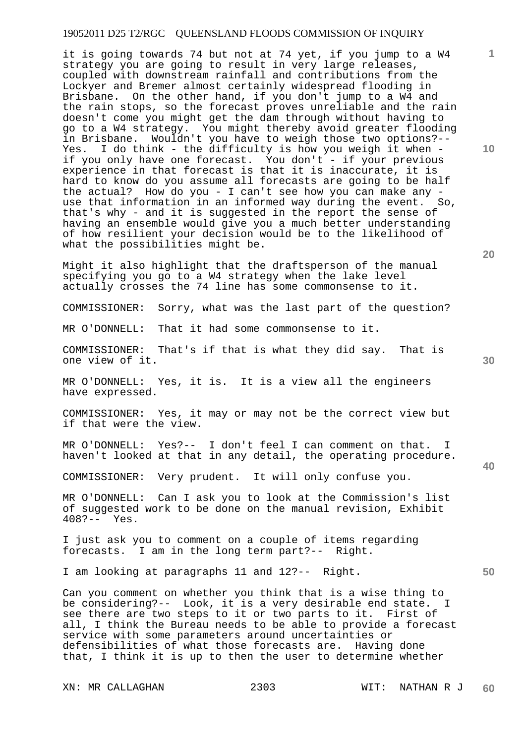it is going towards 74 but not at 74 yet, if you jump to a W4 strategy you are going to result in very large releases, coupled with downstream rainfall and contributions from the Lockyer and Bremer almost certainly widespread flooding in Brisbane. On the other hand, if you don't jump to a W4 and the rain stops, so the forecast proves unreliable and the rain doesn't come you might get the dam through without having to go to a W4 strategy. You might thereby avoid greater flooding in Brisbane. Wouldn't you have to weigh those two options?-- Yes. I do think - the difficulty is how you weigh it when - if you only have one forecast. You don't - if your previous experience in that forecast is that it is inaccurate, it is hard to know do you assume all forecasts are going to be half the actual? How do you - I can't see how you can make any - use that information in an informed way during the event. So, that's why - and it is suggested in the report the sense of having an ensemble would give you a much better understanding of how resilient your decision would be to the likelihood of what the possibilities might be.

Might it also highlight that the draftsperson of the manual specifying you go to a W4 strategy when the lake level actually crosses the 74 line has some commonsense to it.

COMMISSIONER: Sorry, what was the last part of the question?

MR O'DONNELL: That it had some commonsense to it.

COMMISSIONER: That's if that is what they did say. That is one view of it.

MR O'DONNELL: Yes, it is. It is a view all the engineers have expressed.

COMMISSIONER: Yes, it may or may not be the correct view but if that were the view.

MR O'DONNELL: Yes?-- I don't feel I can comment on that. I haven't looked at that in any detail, the operating procedure.

COMMISSIONER: Very prudent. It will only confuse you.

MR O'DONNELL: Can I ask you to look at the Commission's list of suggested work to be done on the manual revision, Exhibit 408?-- Yes.

I just ask you to comment on a couple of items regarding forecasts. I am in the long term part?-- Right.

I am looking at paragraphs 11 and 12?-- Right.

Can you comment on whether you think that is a wise thing to be considering?-- Look, it is a very desirable end state. I see there are two steps to it or two parts to it. First of all, I think the Bureau needs to be able to provide a forecast service with some parameters around uncertainties or defensibilities of what those forecasts are. Having done that, I think it is up to then the user to determine whether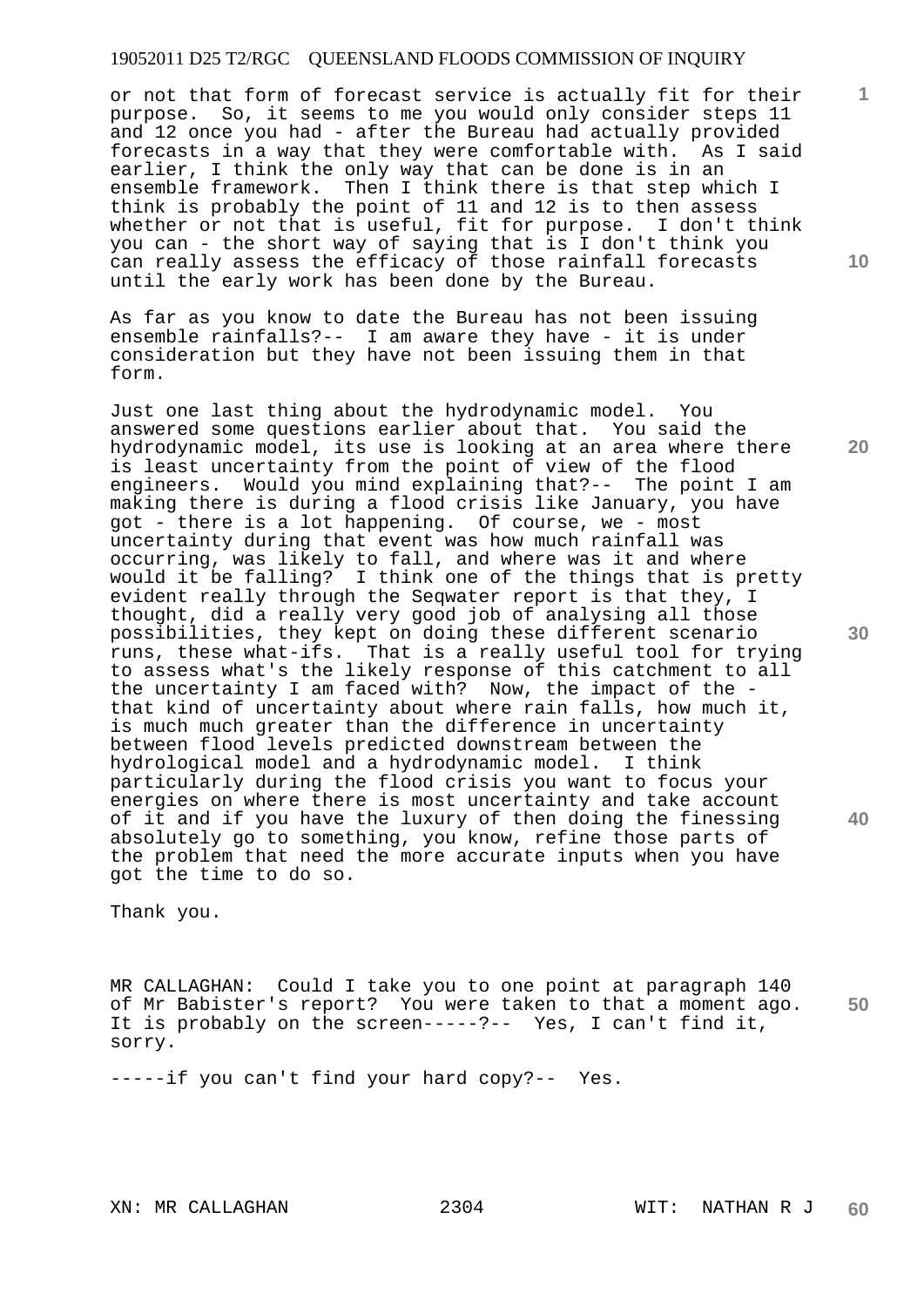or not that form of forecast service is actually fit for their purpose. So, it seems to me you would only consider steps 11 and 12 once you had - after the Bureau had actually provided forecasts in a way that they were comfortable with. As I said earlier, I think the only way that can be done is in an ensemble framework. Then I think there is that step which I think is probably the point of 11 and 12 is to then assess whether or not that is useful, fit for purpose. I don't think you can - the short way of saying that is I don't think you can really assess the efficacy of those rainfall forecasts until the early work has been done by the Bureau.

As far as you know to date the Bureau has not been issuing ensemble rainfalls?-- I am aware they have - it is under consideration but they have not been issuing them in that form.

Just one last thing about the hydrodynamic model. You answered some questions earlier about that. You said the hydrodynamic model, its use is looking at an area where there is least uncertainty from the point of view of the flood engineers. Would you mind explaining that?-- The point I am making there is during a flood crisis like January, you have got - there is a lot happening. Of course, we - most uncertainty during that event was how much rainfall was occurring, was likely to fall, and where was it and where would it be falling? I think one of the things that is pretty evident really through the Seqwater report is that they, I thought, did a really very good job of analysing all those possibilities, they kept on doing these different scenario runs, these what-ifs. That is a really useful tool for trying to assess what's the likely response of this catchment to all the uncertainty I am faced with? Now, the impact of the - that kind of uncertainty about where rain falls, how much it, is much much greater than the difference in uncertainty between flood levels predicted downstream between the hydrological model and a hydrodynamic model. I think particularly during the flood crisis you want to focus your energies on where there is most uncertainty and take account of it and if you have the luxury of then doing the finessing absolutely go to something, you know, refine those parts of the problem that need the more accurate inputs when you have got the time to do so.

Thank you.

MR CALLAGHAN: Could I take you to one point at paragraph 140 of Mr Babister's report? You were taken to that a moment ago. It is probably on the screen-----?-- Yes, I can't find it, sorry.

-----if you can't find your hard copy?-- Yes.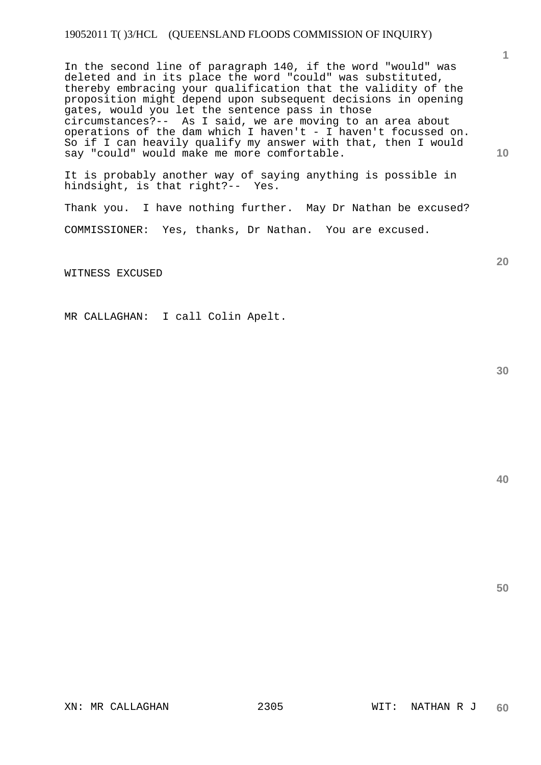In the second line of paragraph 140, if the word "would" was deleted and in its place the word "could" was substituted, thereby embracing your qualification that the validity of the proposition might depend upon subsequent decisions in opening gates, would you let the sentence pass in those circumstances?-- As I said, we are moving to an area about operations of the dam which I haven't - I haven't focussed on. So if I can heavily qualify my answer with that, then I would say "could" would make me more comfortable.

It is probably another way of saying anything is possible in hindsight, is that right?-- Yes.

Thank you. I have nothing further. May Dr Nathan be excused?

COMMISSIONER: Yes, thanks, Dr Nathan. You are excused.

WITNESS EXCUSED

MR CALLAGHAN: I call Colin Apelt.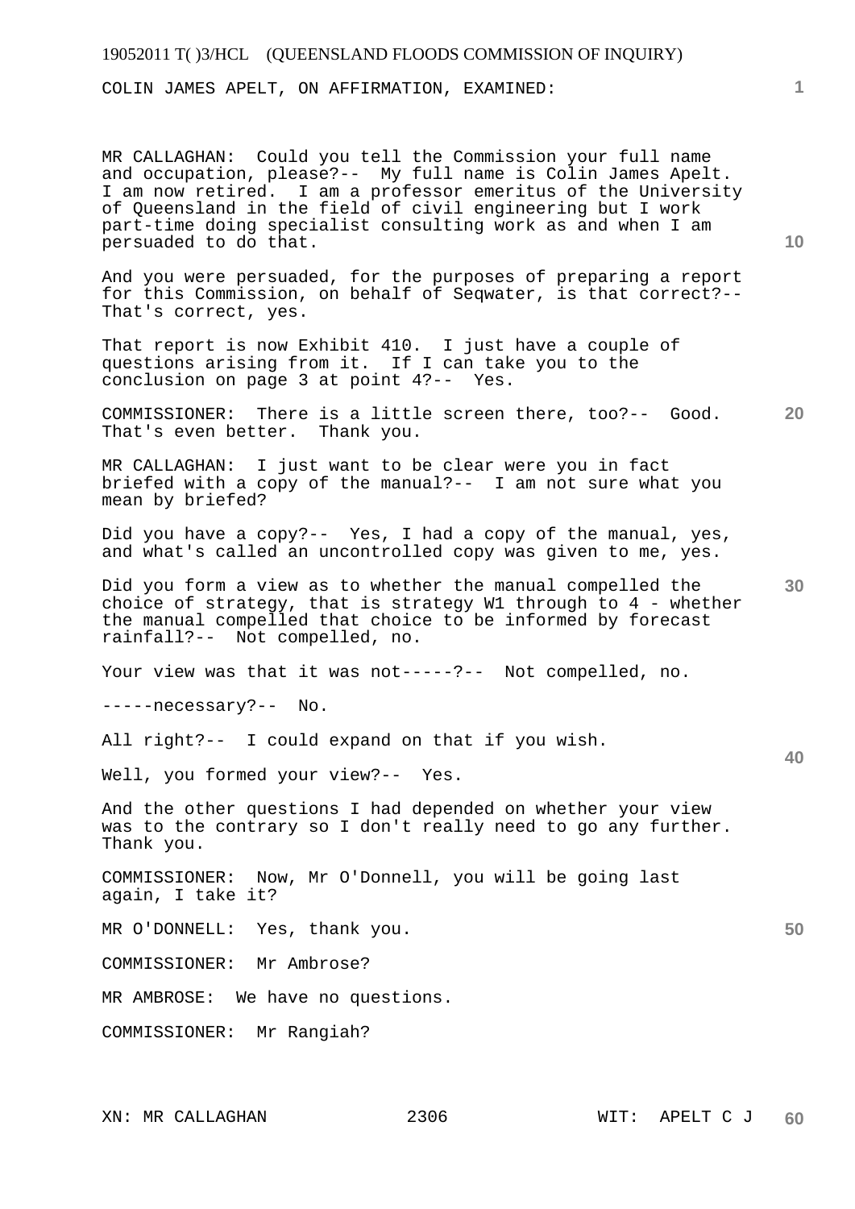COLIN JAMES APELT, ON AFFIRMATION, EXAMINED:

MR CALLAGHAN: Could you tell the Commission your full name and occupation, please?-- My full name is Colin James Apelt. I am now retired. I am a professor emeritus of the University of Queensland in the field of civil engineering but I work part-time doing specialist consulting work as and when I am persuaded to do that.

And you were persuaded, for the purposes of preparing a report for this Commission, on behalf of Seqwater, is that correct?-- That's correct, yes.

That report is now Exhibit 410. I just have a couple of questions arising from it. If I can take you to the conclusion on page 3 at point 4?-- Yes.

COMMISSIONER: There is a little screen there, too?-- Good. That's even better. Thank you.

MR CALLAGHAN: I just want to be clear were you in fact briefed with a copy of the manual?-- I am not sure what you mean by briefed?

Did you have a copy?-- Yes, I had a copy of the manual, yes, and what's called an uncontrolled copy was given to me, yes.

Did you form a view as to whether the manual compelled the choice of strategy, that is strategy W1 through to 4 - whether the manual compelled that choice to be informed by forecast rainfall?-- Not compelled, no.

Your view was that it was not-----?-- Not compelled, no.

-----necessary?-- No.

All right?-- I could expand on that if you wish.

Well, you formed your view?-- Yes.

And the other questions I had depended on whether your view was to the contrary so I don't really need to go any further. Thank you.

COMMISSIONER: Now, Mr O'Donnell, you will be going last again, I take it?

MR O'DONNELL: Yes, thank you.

COMMISSIONER: Mr Ambrose?

MR AMBROSE: We have no questions.

COMMISSIONER: Mr Rangiah?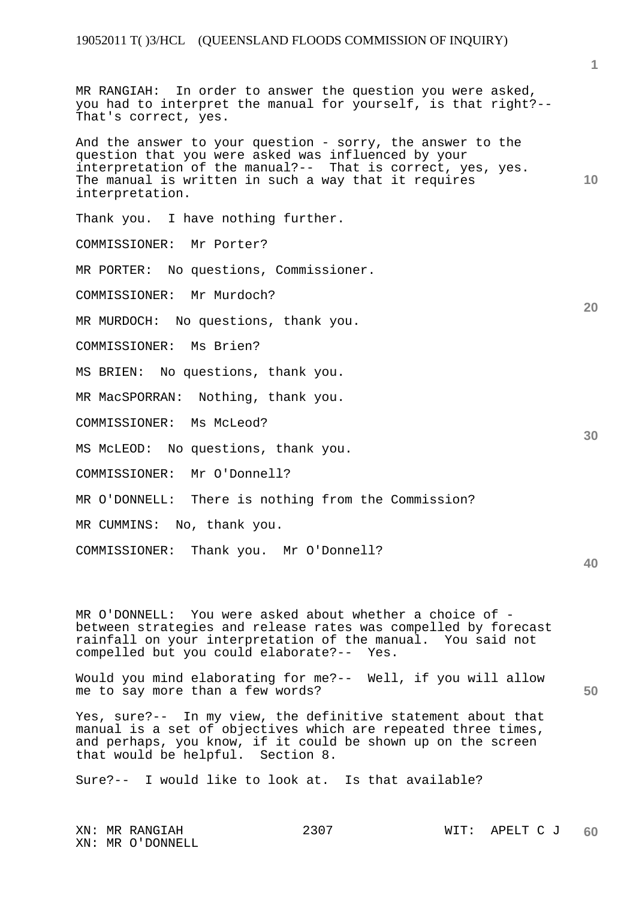MR RANGIAH: In order to answer the question you were asked, you had to interpret the manual for yourself, is that right?-- That's correct, yes.

And the answer to your question - sorry, the answer to the question that you were asked was influenced by your interpretation of the manual?-- That is correct, yes, yes. The manual is written in such a way that it requires interpretation.

Thank you. I have nothing further.

COMMISSIONER: Mr Porter?

MR PORTER: No questions, Commissioner.

COMMISSIONER: Mr Murdoch?

MR MURDOCH: No questions, thank you.

COMMISSIONER: Ms Brien?

MS BRIEN: No questions, thank you.

MR MacSPORRAN: Nothing, thank you.

COMMISSIONER: Ms McLeod?

MS McLEOD: No questions, thank you.

COMMISSIONER: Mr O'Donnell?

MR O'DONNELL: There is nothing from the Commission?

MR CUMMINS: No, thank you.

COMMISSIONER: Thank you. Mr O'Donnell?

MR O'DONNELL: You were asked about whether a choice of - between strategies and release rates was compelled by forecast rainfall on your interpretation of the manual. You said not compelled but you could elaborate?-- Yes.

Would you mind elaborating for me?-- Well, if you will allow me to say more than a few words?

Yes, sure?-- In my view, the definitive statement about that manual is a set of objectives which are repeated three times, and perhaps, you know, if it could be shown up on the screen that would be helpful. Section 8.

Sure?-- I would like to look at. Is that available?

XN: MR RANGIAH WIT: APELT C J
XN: MR O'DONNELL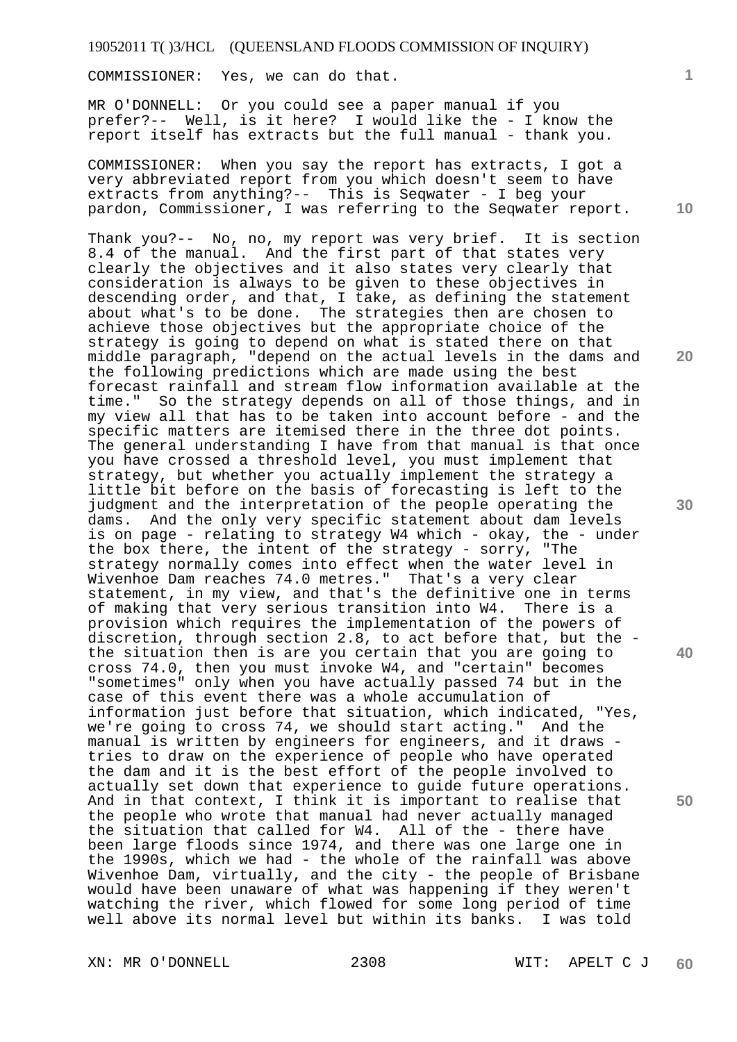COMMISSIONER: Yes, we can do that.

MR O'DONNELL: Or you could see a paper manual if you prefer?-- Well, is it here? I would like the - I know the report itself has extracts but the full manual - thank you.

COMMISSIONER: When you say the report has extracts, I got a very abbreviated report from you which doesn't seem to have extracts from anything?-- This is Seqwater - I beg your pardon, Commissioner, I was referring to the Seqwater report.

Thank you?-- No, no, my report was very brief. It is section 8.4 of the manual. And the first part of that states very clearly the objectives and it also states very clearly that consideration is always to be given to these objectives in descending order, and that, I take, as defining the statement about what's to be done. The strategies then are chosen to achieve those objectives but the appropriate choice of the strategy is going to depend on what is stated there on that middle paragraph, "depend on the actual levels in the dams and the following predictions which are made using the best forecast rainfall and stream flow information available at the time." So the strategy depends on all of those things, and in my view all that has to be taken into account before - and the specific matters are itemised there in the three dot points. The general understanding I have from that manual is that once you have crossed a threshold level, you must implement that strategy, but whether you actually implement the strategy a little bit before on the basis of forecasting is left to the judgment and the interpretation of the people operating the dams. And the only very specific statement about dam levels is on page - relating to strategy W4 which - okay, the - under the box there, the intent of the strategy - sorry, "The strategy normally comes into effect when the water level in Wivenhoe Dam reaches 74.0 metres." That's a very clear statement, in my view, and that's the definitive one in terms of making that very serious transition into W4. There is a provision which requires the implementation of the powers of discretion, through section 2.8, to act before that, but the - the situation then is are you certain that you are going to cross 74.0, then you must invoke W4, and "certain" becomes "sometimes" only when you have actually passed 74 but in the case of this event there was a whole accumulation of information just before that situation, which indicated, "Yes, we're going to cross 74, we should start acting." And the manual is written by engineers for engineers, and it draws - tries to draw on the experience of people who have operated the dam and it is the best effort of the people involved to actually set down that experience to guide future operations. And in that context, I think it is important to realise that the people who wrote that manual had never actually managed the situation that called for W4. All of the - there have been large floods since 1974, and there was one large one in the 1990s, which we had - the whole of the rainfall was above Wivenhoe Dam, virtually, and the city - the people of Brisbane would have been unaware of what was happening if they weren't watching the river, which flowed for some long period of time well above its normal level but within its banks. I was told

XN: MR O'DONNELL WIT: APELT C J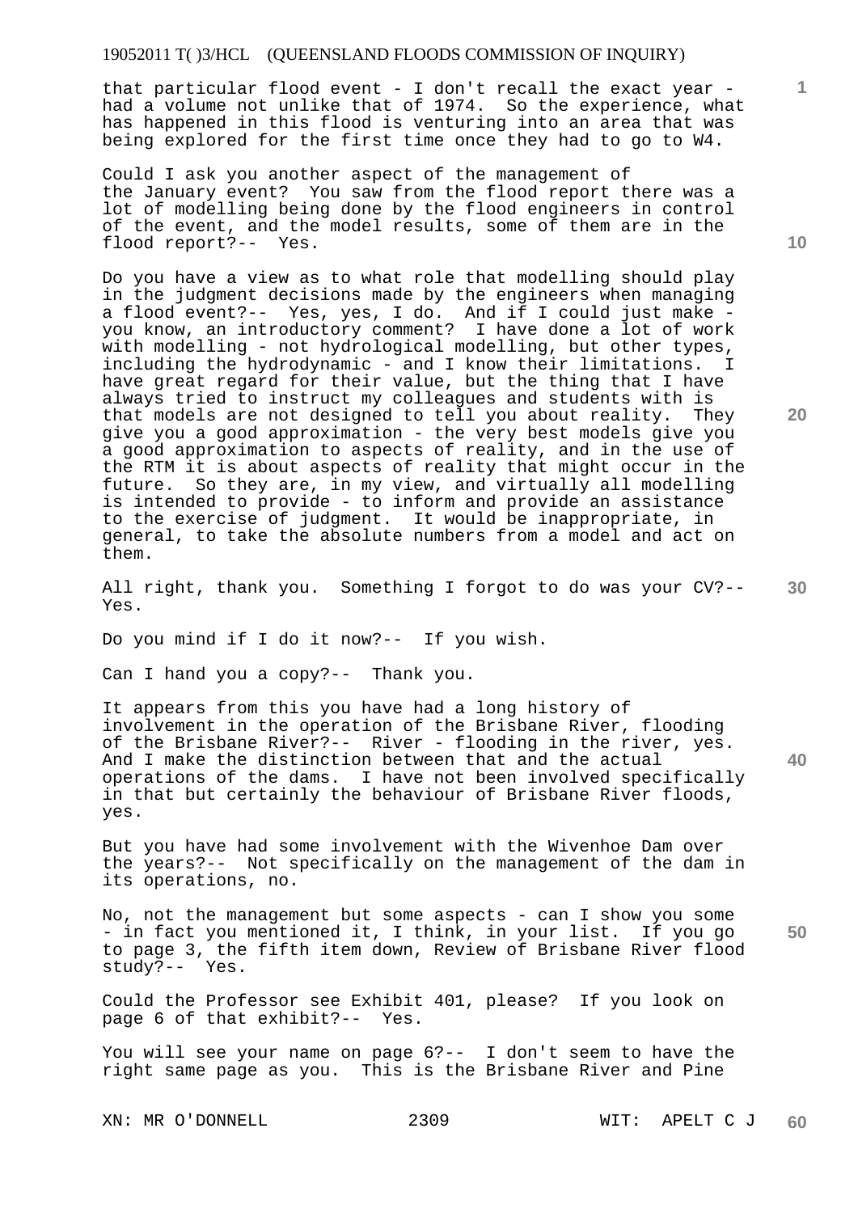that particular flood event - I don't recall the exact year - had a volume not unlike that of 1974. So the experience, what has happened in this flood is venturing into an area that was being explored for the first time once they had to go to W4.

Could I ask you another aspect of the management of the January event? You saw from the flood report there was a lot of modelling being done by the flood engineers in control of the event, and the model results, some of them are in the flood report?-- Yes.

Do you have a view as to what role that modelling should play in the judgment decisions made by the engineers when managing a flood event?-- Yes, yes, I do. And if I could just make - you know, an introductory comment? I have done a lot of work with modelling - not hydrological modelling, but other types, including the hydrodynamic - and I know their limitations. I have great regard for their value, but the thing that I have always tried to instruct my colleagues and students with is that models are not designed to tell you about reality. They give you a good approximation - the very best models give you a good approximation to aspects of reality, and in the use of the RTM it is about aspects of reality that might occur in the future. So they are, in my view, and virtually all modelling is intended to provide - to inform and provide an assistance to the exercise of judgment. It would be inappropriate, in general, to take the absolute numbers from a model and act on them.

All right, thank you. Something I forgot to do was your CV?-- Yes.

Do you mind if I do it now?-- If you wish.

Can I hand you a copy?-- Thank you.

It appears from this you have had a long history of involvement in the operation of the Brisbane River, flooding of the Brisbane River?-- River - flooding in the river, yes. And I make the distinction between that and the actual operations of the dams. I have not been involved specifically in that but certainly the behaviour of Brisbane River floods, yes.

But you have had some involvement with the Wivenhoe Dam over the years?-- Not specifically on the management of the dam in its operations, no.

No, not the management but some aspects - can I show you some - in fact you mentioned it, I think, in your list. If you go to page 3, the fifth item down, Review of Brisbane River flood study?-- Yes.

Could the Professor see Exhibit 401, please? If you look on page 6 of that exhibit?-- Yes.

You will see your name on page 6?-- I don't seem to have the right same page as you. This is the Brisbane River and Pine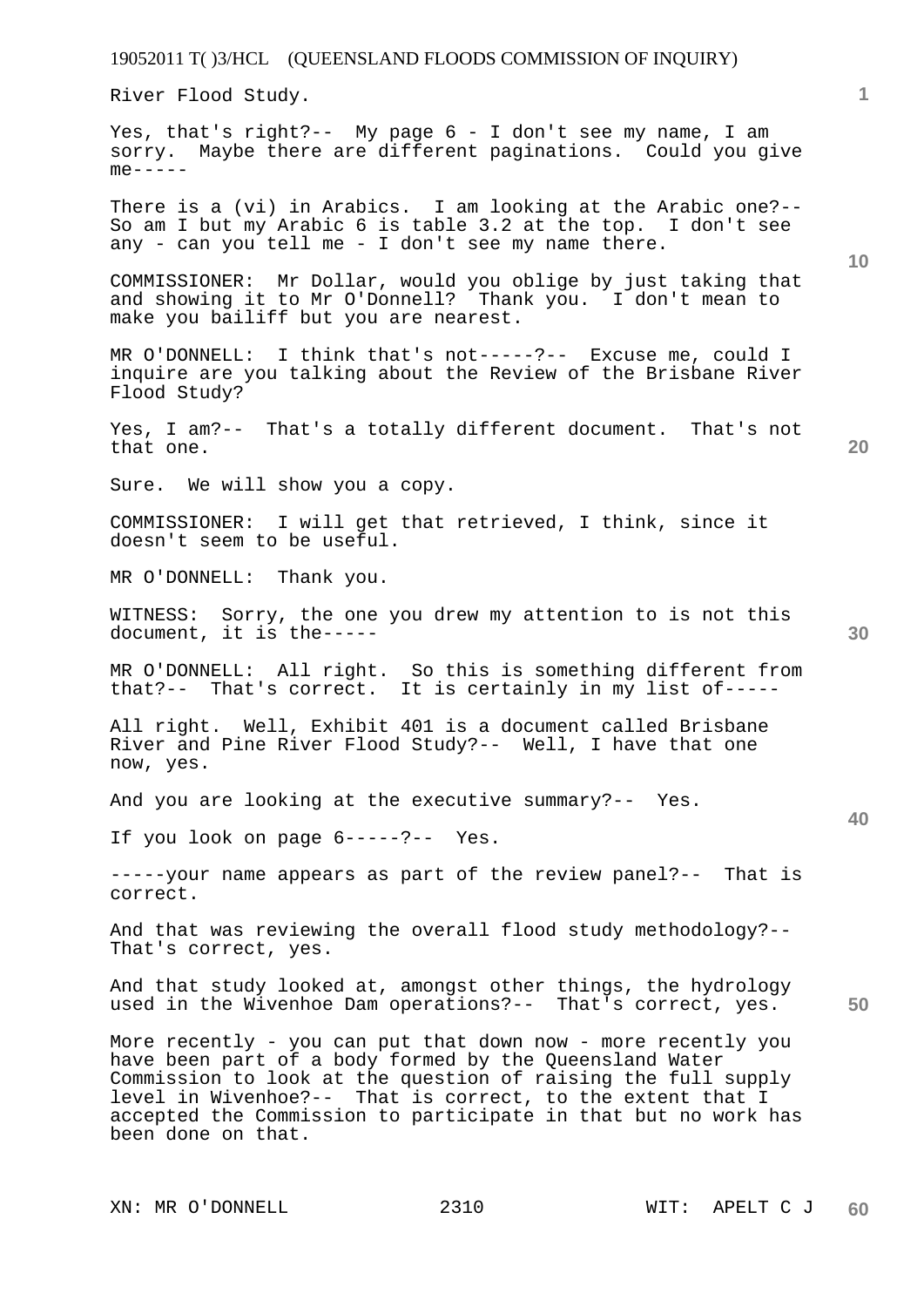River Flood Study.

Yes, that's right?-- My page 6 - I don't see my name, I am sorry. Maybe there are different paginations. Could you give me-----

There is a (vi) in Arabics. I am looking at the Arabic one?-- So am I but my Arabic 6 is table 3.2 at the top. I don't see any - can you tell me - I don't see my name there.

COMMISSIONER: Mr Dollar, would you oblige by just taking that and showing it to Mr O'Donnell? Thank you. I don't mean to make you bailiff but you are nearest.

MR O'DONNELL: I think that's not-----?-- Excuse me, could I inquire are you talking about the Review of the Brisbane River Flood Study?

Yes, I am?-- That's a totally different document. That's not that one.

Sure. We will show you a copy.

COMMISSIONER: I will get that retrieved, I think, since it doesn't seem to be useful.

MR O'DONNELL: Thank you.

WITNESS: Sorry, the one you drew my attention to is not this document, it is the-----

MR O'DONNELL: All right. So this is something different from that?-- That's correct. It is certainly in my list of-----

All right. Well, Exhibit 401 is a document called Brisbane River and Pine River Flood Study?-- Well, I have that one now, yes.

And you are looking at the executive summary?-- Yes.

If you look on page 6-----?-- Yes.

-----your name appears as part of the review panel?-- That is correct.

And that was reviewing the overall flood study methodology?-- That's correct, yes.

And that study looked at, amongst other things, the hydrology used in the Wivenhoe Dam operations?-- That's correct, yes.

More recently - you can put that down now - more recently you have been part of a body formed by the Queensland Water Commission to look at the question of raising the full supply level in Wivenhoe?-- That is correct, to the extent that I accepted the Commission to participate in that but no work has been done on that.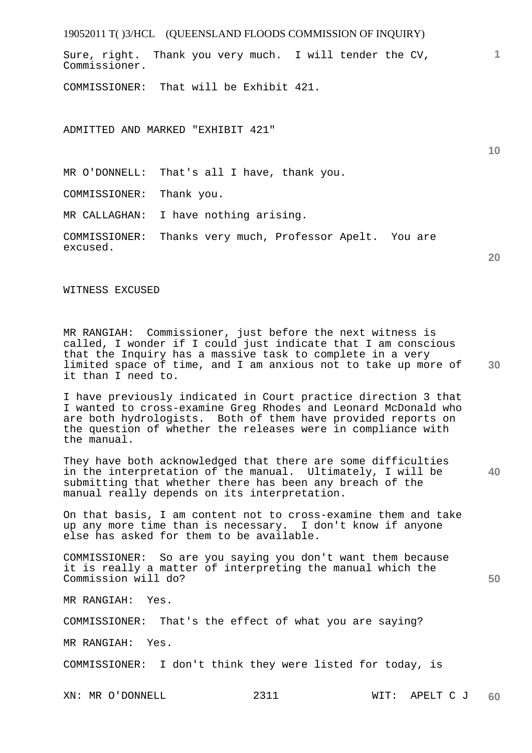Sure, right. Thank you very much. I will tender the CV, Commissioner.

COMMISSIONER: That will be Exhibit 421.

ADMITTED AND MARKED "EXHIBIT 421"

MR O'DONNELL: That's all I have, thank you.

COMMISSIONER: Thank you.

MR CALLAGHAN: I have nothing arising.

COMMISSIONER: Thanks very much, Professor Apelt. You are excused.

WITNESS EXCUSED

MR RANGIAH: Commissioner, just before the next witness is called, I wonder if I could just indicate that I am conscious that the Inquiry has a massive task to complete in a very limited space of time, and I am anxious not to take up more of it than I need to.

I have previously indicated in Court practice direction 3 that I wanted to cross-examine Greg Rhodes and Leonard McDonald who are both hydrologists. Both of them have provided reports on the question of whether the releases were in compliance with the manual.

They have both acknowledged that there are some difficulties in the interpretation of the manual. Ultimately, I will be submitting that whether there has been any breach of the manual really depends on its interpretation.

On that basis, I am content not to cross-examine them and take up any more time than is necessary. I don't know if anyone else has asked for them to be available.

COMMISSIONER: So are you saying you don't want them because it is really a matter of interpreting the manual which the Commission will do?

MR RANGIAH: Yes.

COMMISSIONER: That's the effect of what you are saying?

MR RANGIAH: Yes.

COMMISSIONER: I don't think they were listed for today, is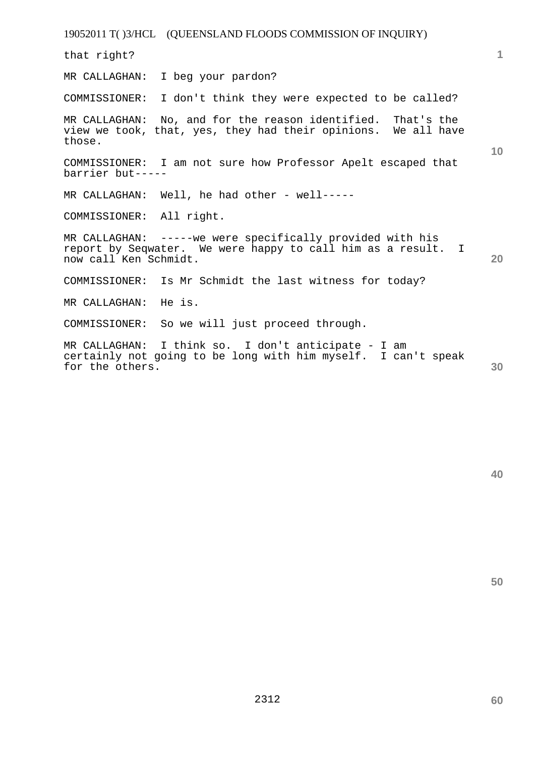that right?

MR CALLAGHAN: I beg your pardon?

COMMISSIONER: I don't think they were expected to be called?

MR CALLAGHAN: No, and for the reason identified. That's the view we took, that, yes, they had their opinions. We all have those.

COMMISSIONER: I am not sure how Professor Apelt escaped that barrier but-----

MR CALLAGHAN: Well, he had other - well-----

COMMISSIONER: All right.

MR CALLAGHAN: -----we were specifically provided with his report by Seqwater. We were happy to call him as a result. I now call Ken Schmidt.

COMMISSIONER: Is Mr Schmidt the last witness for today?

MR CALLAGHAN: He is.

COMMISSIONER: So we will just proceed through.

MR CALLAGHAN: I think so. I don't anticipate - I am certainly not going to be long with him myself. I can't speak for the others.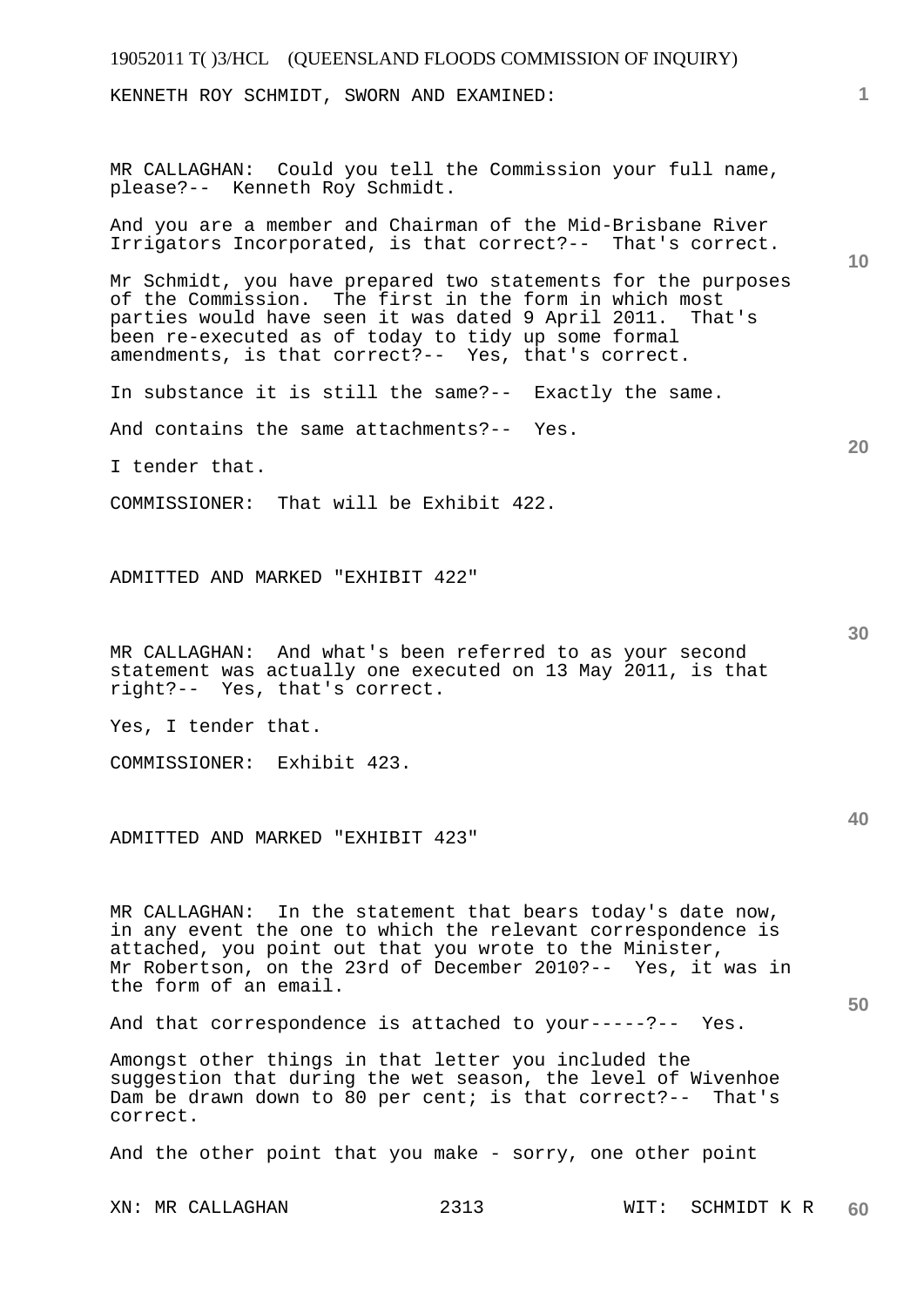KENNETH ROY SCHMIDT, SWORN AND EXAMINED:

MR CALLAGHAN: Could you tell the Commission your full name, please?-- Kenneth Roy Schmidt.

And you are a member and Chairman of the Mid-Brisbane River Irrigators Incorporated, is that correct?-- That's correct.

Mr Schmidt, you have prepared two statements for the purposes of the Commission. The first in the form in which most parties would have seen it was dated 9 April 2011. That's been re-executed as of today to tidy up some formal amendments, is that correct?-- Yes, that's correct.

In substance it is still the same?-- Exactly the same.

And contains the same attachments?-- Yes.

I tender that.

COMMISSIONER: That will be Exhibit 422.

ADMITTED AND MARKED "EXHIBIT 422"

MR CALLAGHAN: And what's been referred to as your second statement was actually one executed on 13 May 2011, is that right?-- Yes, that's correct.

Yes, I tender that.

COMMISSIONER: Exhibit 423.

ADMITTED AND MARKED "EXHIBIT 423"

MR CALLAGHAN: In the statement that bears today's date now, in any event the one to which the relevant correspondence is attached, you point out that you wrote to the Minister, Mr Robertson, on the 23rd of December 2010?-- Yes, it was in the form of an email.

And that correspondence is attached to your-----?-- Yes.

Amongst other things in that letter you included the suggestion that during the wet season, the level of Wivenhoe Dam be drawn down to 80 per cent; is that correct?-- That's correct.

And the other point that you make - sorry, one other point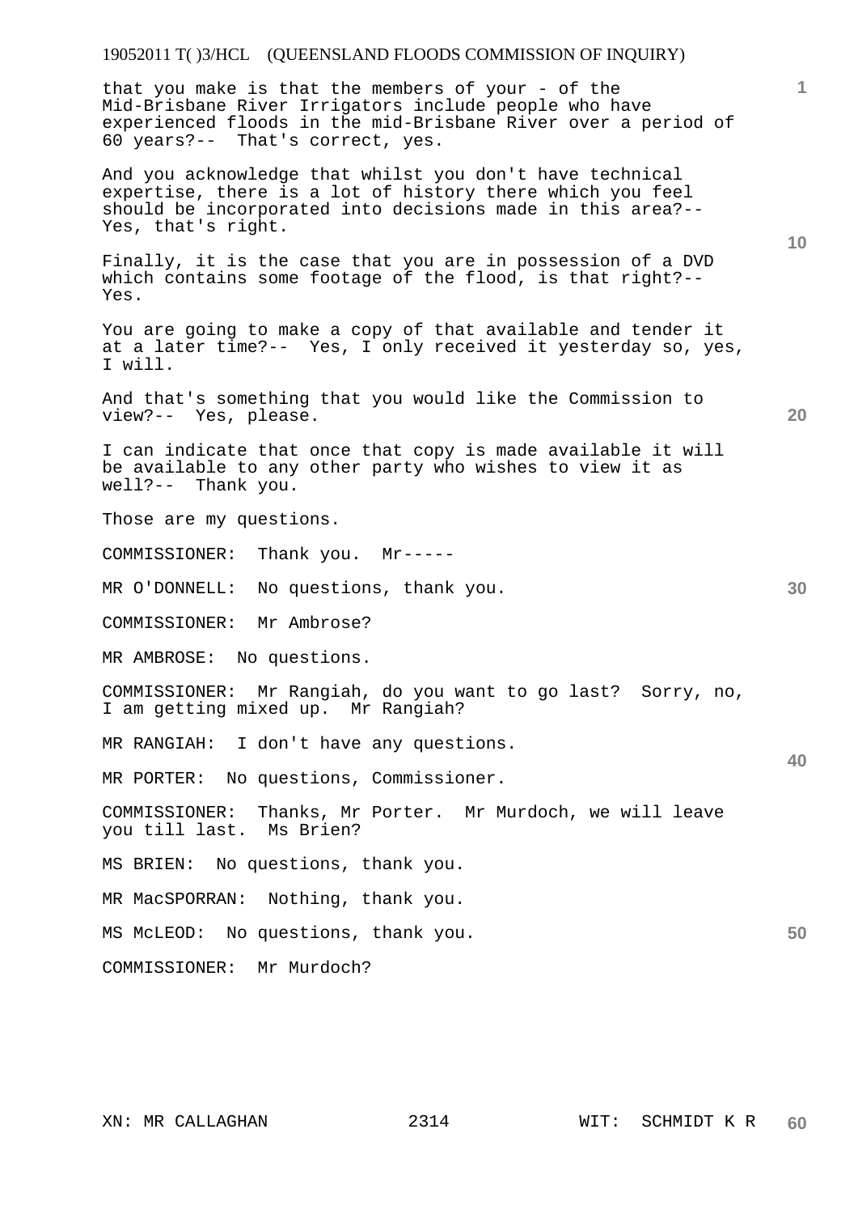that you make is that the members of your - of the Mid-Brisbane River Irrigators include people who have experienced floods in the mid-Brisbane River over a period of 60 years?-- That's correct, yes.

And you acknowledge that whilst you don't have technical expertise, there is a lot of history there which you feel should be incorporated into decisions made in this area?-- Yes, that's right.

Finally, it is the case that you are in possession of a DVD which contains some footage of the flood, is that right?-- Yes.

You are going to make a copy of that available and tender it at a later time?-- Yes, I only received it yesterday so, yes, I will.

And that's something that you would like the Commission to view?-- Yes, please.

I can indicate that once that copy is made available it will be available to any other party who wishes to view it as well?-- Thank you.

Those are my questions.

COMMISSIONER: Thank you. Mr-----

MR O'DONNELL: No questions, thank you.

COMMISSIONER: Mr Ambrose?

MR AMBROSE: No questions.

COMMISSIONER: Mr Rangiah, do you want to go last? Sorry, no, I am getting mixed up. Mr Rangiah?

MR RANGIAH: I don't have any questions.

MR PORTER: No questions, Commissioner.

COMMISSIONER: Thanks, Mr Porter. Mr Murdoch, we will leave you till last. Ms Brien?

MS BRIEN: No questions, thank you.

MR MacSPORRAN: Nothing, thank you.

MS McLEOD: No questions, thank you.

COMMISSIONER: Mr Murdoch?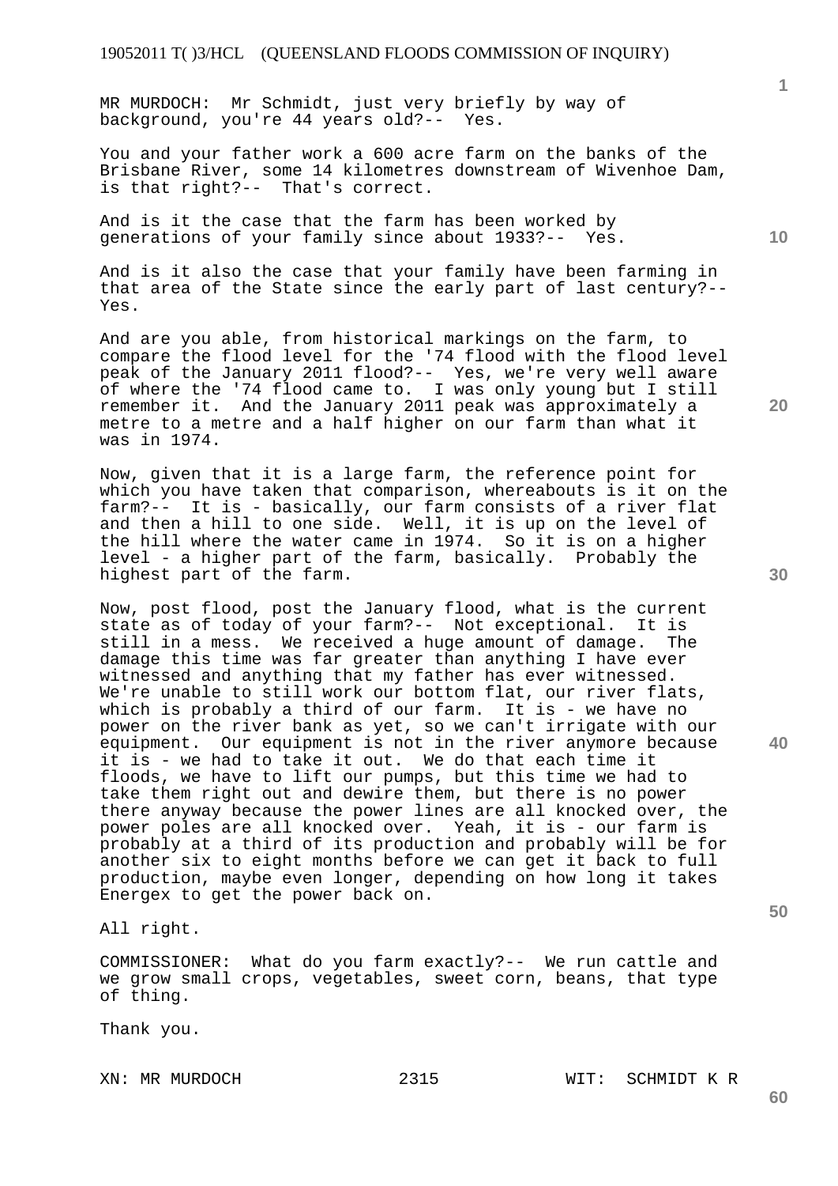MR MURDOCH: Mr Schmidt, just very briefly by way of background, you're 44 years old?-- Yes.

You and your father work a 600 acre farm on the banks of the Brisbane River, some 14 kilometres downstream of Wivenhoe Dam, is that right?-- That's correct.

And is it the case that the farm has been worked by generations of your family since about 1933?-- Yes.

And is it also the case that your family have been farming in that area of the State since the early part of last century?-- Yes.

And are you able, from historical markings on the farm, to compare the flood level for the '74 flood with the flood level peak of the January 2011 flood?-- Yes, we're very well aware of where the '74 flood came to. I was only young but I still remember it. And the January 2011 peak was approximately a metre to a metre and a half higher on our farm than what it was in 1974.

Now, given that it is a large farm, the reference point for which you have taken that comparison, whereabouts is it on the farm?-- It is - basically, our farm consists of a river flat and then a hill to one side. Well, it is up on the level of the hill where the water came in 1974. So it is on a higher level - a higher part of the farm, basically. Probably the highest part of the farm.

Now, post flood, post the January flood, what is the current state as of today of your farm?-- Not exceptional. It is still in a mess. We received a huge amount of damage. The damage this time was far greater than anything I have ever witnessed and anything that my father has ever witnessed. We're unable to still work our bottom flat, our river flats, which is probably a third of our farm. It is - we have no power on the river bank as yet, so we can't irrigate with our equipment. Our equipment is not in the river anymore because it is - we had to take it out. We do that each time it floods, we have to lift our pumps, but this time we had to take them right out and dewire them, but there is no power there anyway because the power lines are all knocked over, the power poles are all knocked over. Yeah, it is - our farm is probably at a third of its production and probably will be for another six to eight months before we can get it back to full production, maybe even longer, depending on how long it takes Energex to get the power back on.

All right.

COMMISSIONER: What do you farm exactly?-- We run cattle and we grow small crops, vegetables, sweet corn, beans, that type of thing.

Thank you.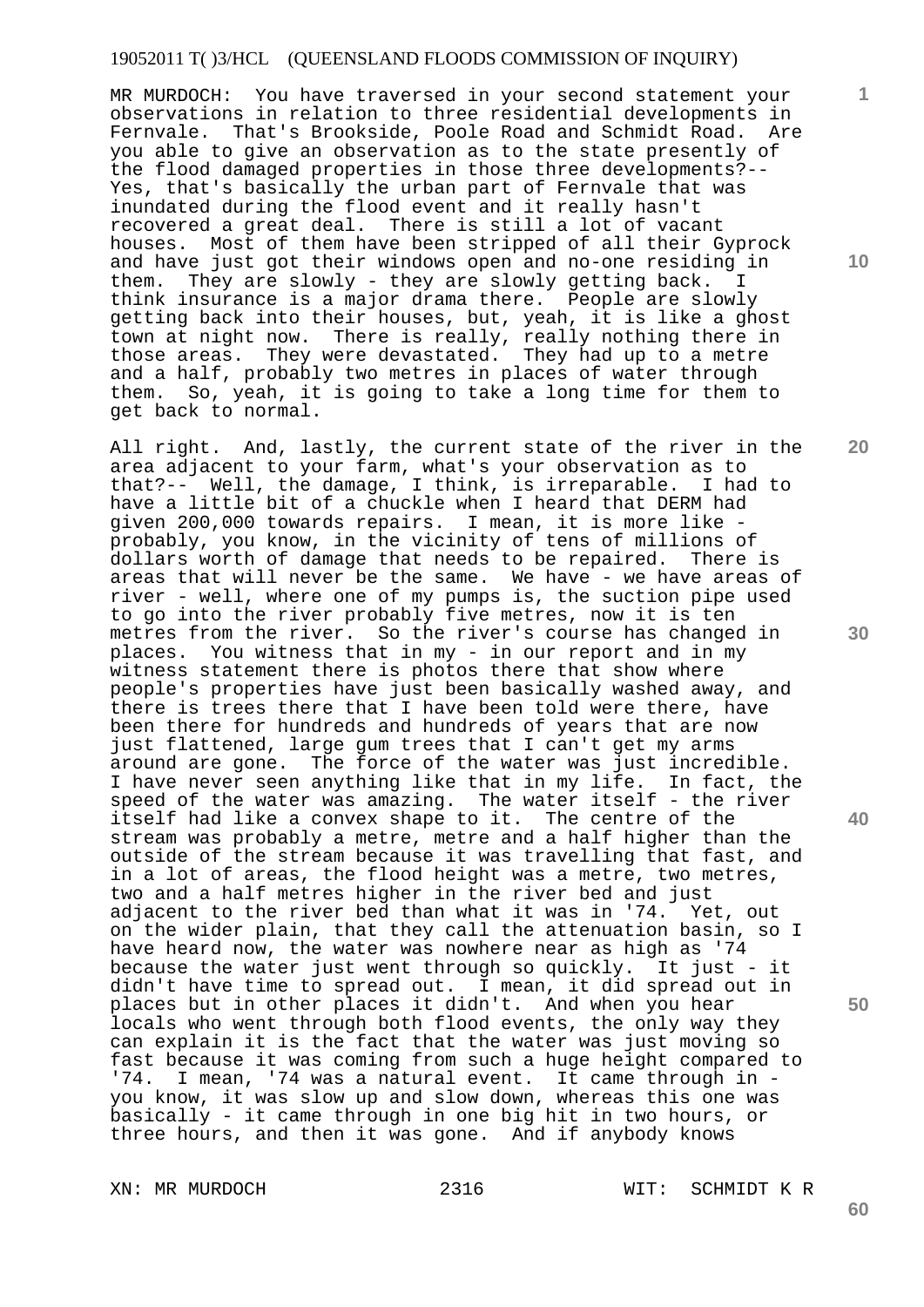MR MURDOCH: You have traversed in your second statement your observations in relation to three residential developments in Fernvale. That's Brookside, Poole Road and Schmidt Road. Are you able to give an observation as to the state presently of the flood damaged properties in those three developments?-- Yes, that's basically the urban part of Fernvale that was inundated during the flood event and it really hasn't recovered a great deal. There is still a lot of vacant houses. Most of them have been stripped of all their Gyprock and have just got their windows open and no-one residing in them. They are slowly - they are slowly getting back. I think insurance is a major drama there. People are slowly getting back into their houses, but, yeah, it is like a ghost town at night now. There is really, really nothing there in those areas. They were devastated. They had up to a metre and a half, probably two metres in places of water through them. So, yeah, it is going to take a long time for them to get back to normal.

All right. And, lastly, the current state of the river in the area adjacent to your farm, what's your observation as to that?-- Well, the damage, I think, is irreparable. I had to have a little bit of a chuckle when I heard that DERM had given 200,000 towards repairs. I mean, it is more like - probably, you know, in the vicinity of tens of millions of dollars worth of damage that needs to be repaired. There is areas that will never be the same. We have - we have areas of river - well, where one of my pumps is, the suction pipe used to go into the river probably five metres, now it is ten metres from the river. So the river's course has changed in places. You witness that in my - in our report and in my witness statement there is photos there that show where people's properties have just been basically washed away, and there is trees there that I have been told were there, have been there for hundreds and hundreds of years that are now just flattened, large gum trees that I can't get my arms around are gone. The force of the water was just incredible. I have never seen anything like that in my life. In fact, the speed of the water was amazing. The water itself - the river itself had like a convex shape to it. The centre of the stream was probably a metre, metre and a half higher than the outside of the stream because it was travelling that fast, and in a lot of areas, the flood height was a metre, two metres, two and a half metres higher in the river bed and just adjacent to the river bed than what it was in '74. Yet, out on the wider plain, that they call the attenuation basin, so I have heard now, the water was nowhere near as high as '74 because the water just went through so quickly. It just - it didn't have time to spread out. I mean, it did spread out in places but in other places it didn't. And when you hear locals who went through both flood events, the only way they can explain it is the fact that the water was just moving so fast because it was coming from such a huge height compared to '74. I mean, '74 was a natural event. It came through in - you know, it was slow up and slow down, whereas this one was basically - it came through in one big hit in two hours, or three hours, and then it was gone. And if anybody knows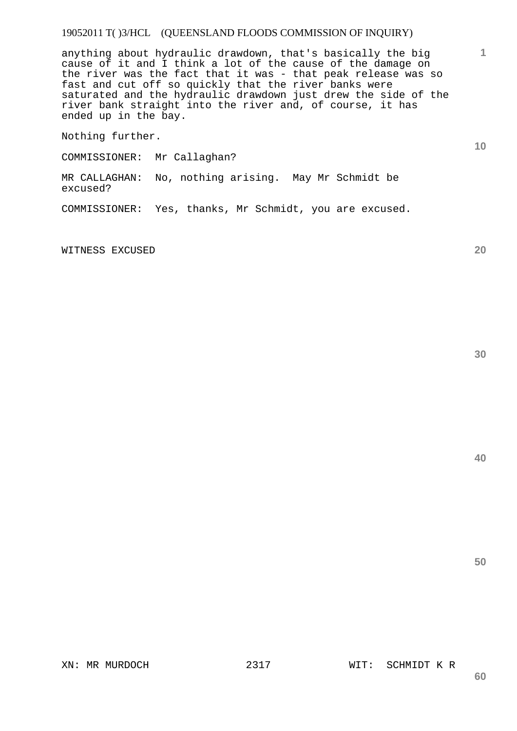anything about hydraulic drawdown, that's basically the big cause of it and I think a lot of the cause of the damage on the river was the fact that it was - that peak release was so fast and cut off so quickly that the river banks were saturated and the hydraulic drawdown just drew the side of the river bank straight into the river and, of course, it has ended up in the bay.

Nothing further.

COMMISSIONER: Mr Callaghan?

MR CALLAGHAN: No, nothing arising. May Mr Schmidt be excused?

COMMISSIONER: Yes, thanks, Mr Schmidt, you are excused.

WITNESS EXCUSED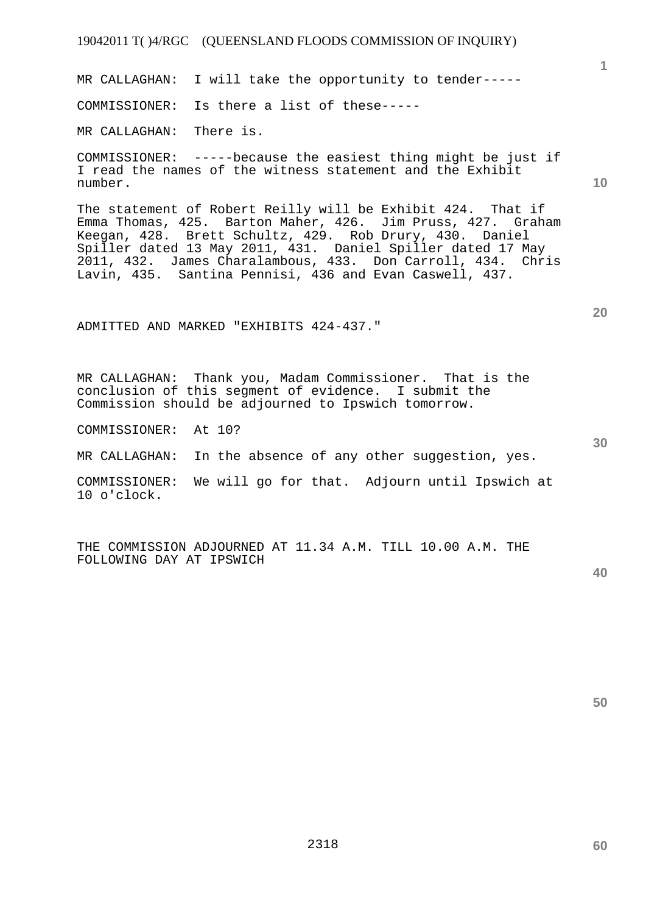MR CALLAGHAN: I will take the opportunity to tender-----

COMMISSIONER: Is there a list of these-----

MR CALLAGHAN: There is.

COMMISSIONER: -----because the easiest thing might be just if I read the names of the witness statement and the Exhibit number.

The statement of Robert Reilly will be Exhibit 424. That if Emma Thomas, 425. Barton Maher, 426. Jim Pruss, 427. Graham Keegan, 428. Brett Schultz, 429. Rob Drury, 430. Daniel Spiller dated 13 May 2011, 431. Daniel Spiller dated 17 May 2011, 432. James Charalambous, 433. Don Carroll, 434. Chris Lavin, 435. Santina Pennisi, 436 and Evan Caswell, 437.

ADMITTED AND MARKED "EXHIBITS 424-437."

MR CALLAGHAN: Thank you, Madam Commissioner. That is the conclusion of this segment of evidence. I submit the Commission should be adjourned to Ipswich tomorrow.

COMMISSIONER: At 10?

MR CALLAGHAN: In the absence of any other suggestion, yes.

COMMISSIONER: We will go for that. Adjourn until Ipswich at 10 o'clock.

THE COMMISSION ADJOURNED AT 11.34 A.M. TILL 10.00 A.M. THE FOLLOWING DAY AT IPSWICH